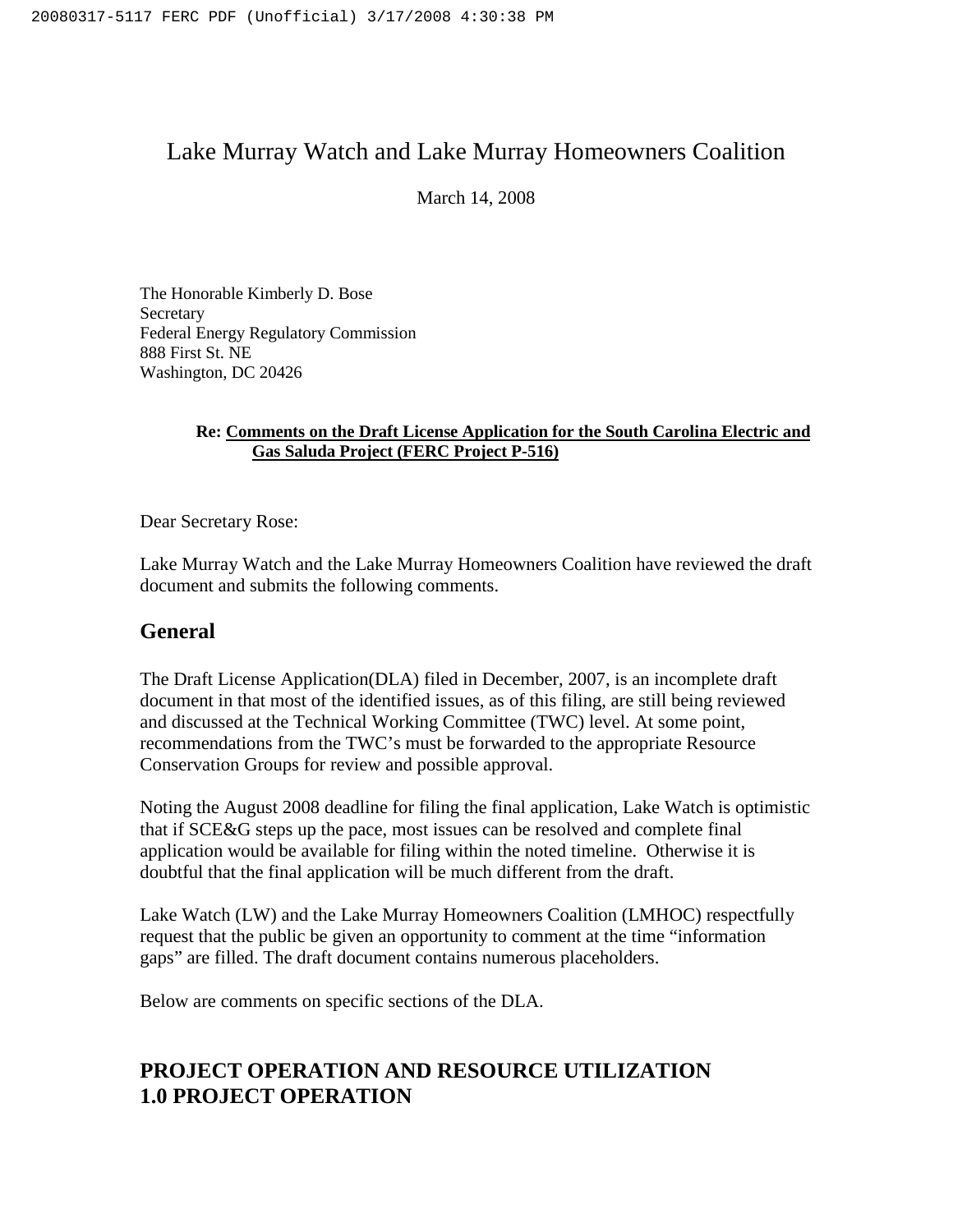# Lake Murray Watch and Lake Murray Homeowners Coalition

March 14, 2008

The Honorable Kimberly D. Bose
Secretary
Federal Energy Regulatory Commission
888 First St. NE
Washington, DC 20426

**Re: Comments on the Draft License Application for the South Carolina Electric and Gas Saluda Project (FERC Project P-516)**

Dear Secretary Rose:

Lake Murray Watch and the Lake Murray Homeowners Coalition have reviewed the draft document and submits the following comments.

## General

The Draft License Application(DLA) filed in December, 2007, is an incomplete draft document in that most of the identified issues, as of this filing, are still being reviewed and discussed at the Technical Working Committee (TWC) level. At some point, recommendations from the TWC's must be forwarded to the appropriate Resource Conservation Groups for review and possible approval.

Noting the August 2008 deadline for filing the final application, Lake Watch is optimistic that if SCE&G steps up the pace, most issues can be resolved and complete final application would be available for filing within the noted timeline. Otherwise it is doubtful that the final application will be much different from the draft.

Lake Watch (LW) and the Lake Murray Homeowners Coalition (LMHOC) respectfully request that the public be given an opportunity to comment at the time "information gaps" are filled. The draft document contains numerous placeholders.

Below are comments on specific sections of the DLA.

## PROJECT OPERATION AND RESOURCE UTILIZATION
## 1.0 PROJECT OPERATION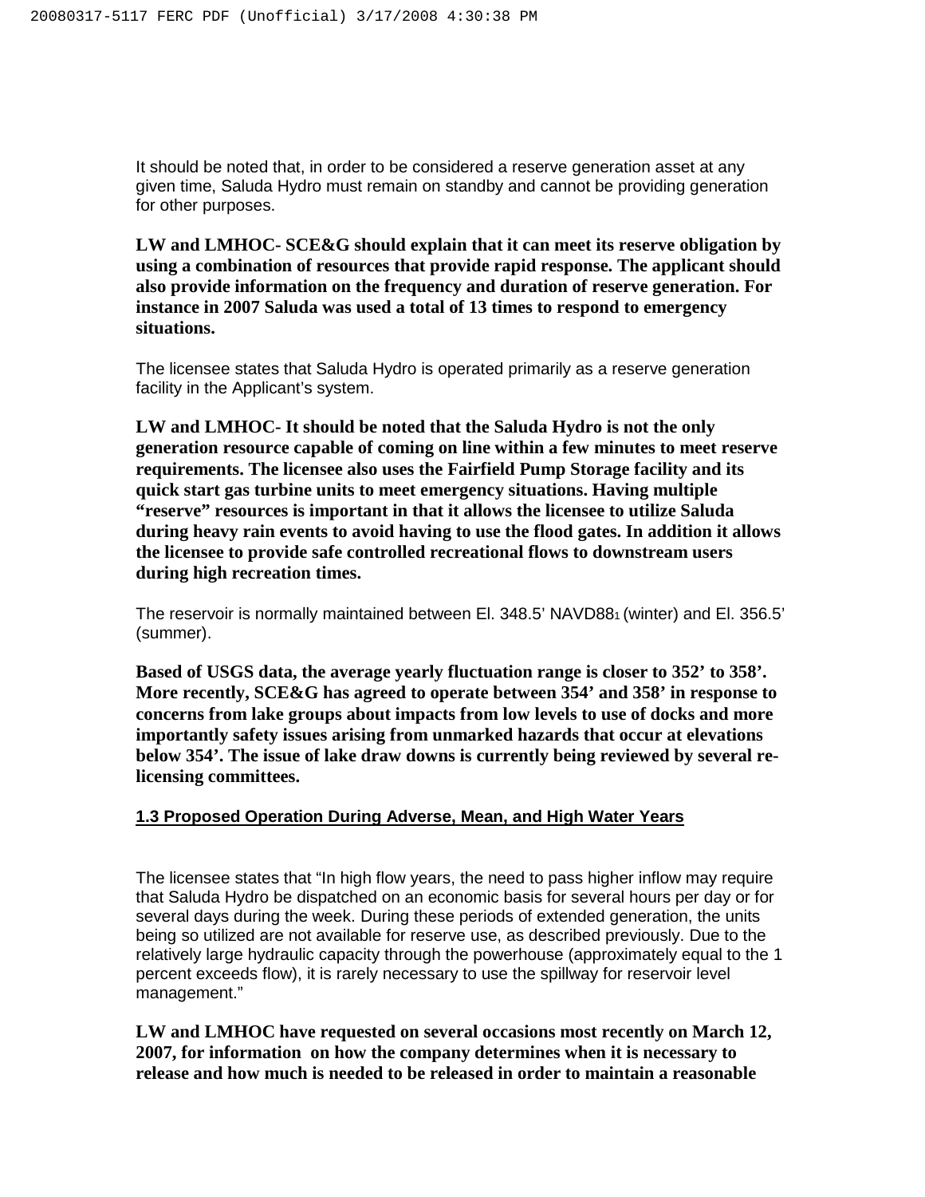It should be noted that, in order to be considered a reserve generation asset at any given time, Saluda Hydro must remain on standby and cannot be providing generation for other purposes.

**LW and LMHOC- SCE&G should explain that it can meet its reserve obligation by using a combination of resources that provide rapid response. The applicant should also provide information on the frequency and duration of reserve generation. For instance in 2007 Saluda was used a total of 13 times to respond to emergency situations.**

The licensee states that Saluda Hydro is operated primarily as a reserve generation facility in the Applicant's system.

**LW and LMHOC- It should be noted that the Saluda Hydro is not the only generation resource capable of coming on line within a few minutes to meet reserve requirements. The licensee also uses the Fairfield Pump Storage facility and its quick start gas turbine units to meet emergency situations. Having multiple "reserve" resources is important in that it allows the licensee to utilize Saluda during heavy rain events to avoid having to use the flood gates. In addition it allows the licensee to provide safe controlled recreational flows to downstream users during high recreation times.**

The reservoir is normally maintained between El. 348.5' NAVD88[1] (winter) and El. 356.5' (summer).

**Based of USGS data, the average yearly fluctuation range is closer to 352' to 358'. More recently, SCE&G has agreed to operate between 354' and 358' in response to concerns from lake groups about impacts from low levels to use of docks and more importantly safety issues arising from unmarked hazards that occur at elevations below 354'. The issue of lake draw downs is currently being reviewed by several re-licensing committees.**

### 1.3 Proposed Operation During Adverse, Mean, and High Water Years

The licensee states that "In high flow years, the need to pass higher inflow may require that Saluda Hydro be dispatched on an economic basis for several hours per day or for several days during the week. During these periods of extended generation, the units being so utilized are not available for reserve use, as described previously. Due to the relatively large hydraulic capacity through the powerhouse (approximately equal to the 1 percent exceeds flow), it is rarely necessary to use the spillway for reservoir level management."

**LW and LMHOC have requested on several occasions most recently on March 12, 2007, for information on how the company determines when it is necessary to release and how much is needed to be released in order to maintain a reasonable**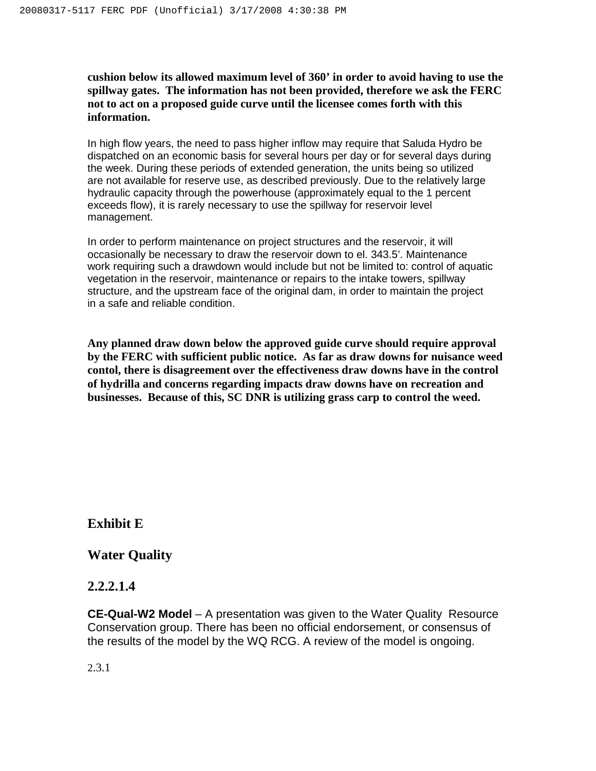**cushion below its allowed maximum level of 360' in order to avoid having to use the spillway gates. The information has not been provided, therefore we ask the FERC not to act on a proposed guide curve until the licensee comes forth with this information.**

In high flow years, the need to pass higher inflow may require that Saluda Hydro be dispatched on an economic basis for several hours per day or for several days during the week. During these periods of extended generation, the units being so utilized are not available for reserve use, as described previously. Due to the relatively large hydraulic capacity through the powerhouse (approximately equal to the 1 percent exceeds flow), it is rarely necessary to use the spillway for reservoir level management.

In order to perform maintenance on project structures and the reservoir, it will occasionally be necessary to draw the reservoir down to el. 343.5'. Maintenance work requiring such a drawdown would include but not be limited to: control of aquatic vegetation in the reservoir, maintenance or repairs to the intake towers, spillway structure, and the upstream face of the original dam, in order to maintain the project in a safe and reliable condition.

**Any planned draw down below the approved guide curve should require approval by the FERC with sufficient public notice. As far as draw downs for nuisance weed contol, there is disagreement over the effectiveness draw downs have in the control of hydrilla and concerns regarding impacts draw downs have on recreation and businesses. Because of this, SC DNR is utilizing grass carp to control the weed.**

## Exhibit E

## Water Quality

## 2.2.2.1.4

**CE-Qual-W2 Model** – A presentation was given to the Water Quality Resource Conservation group. There has been no official endorsement, or consensus of the results of the model by the WQ RCG. A review of the model is ongoing.

2.3.1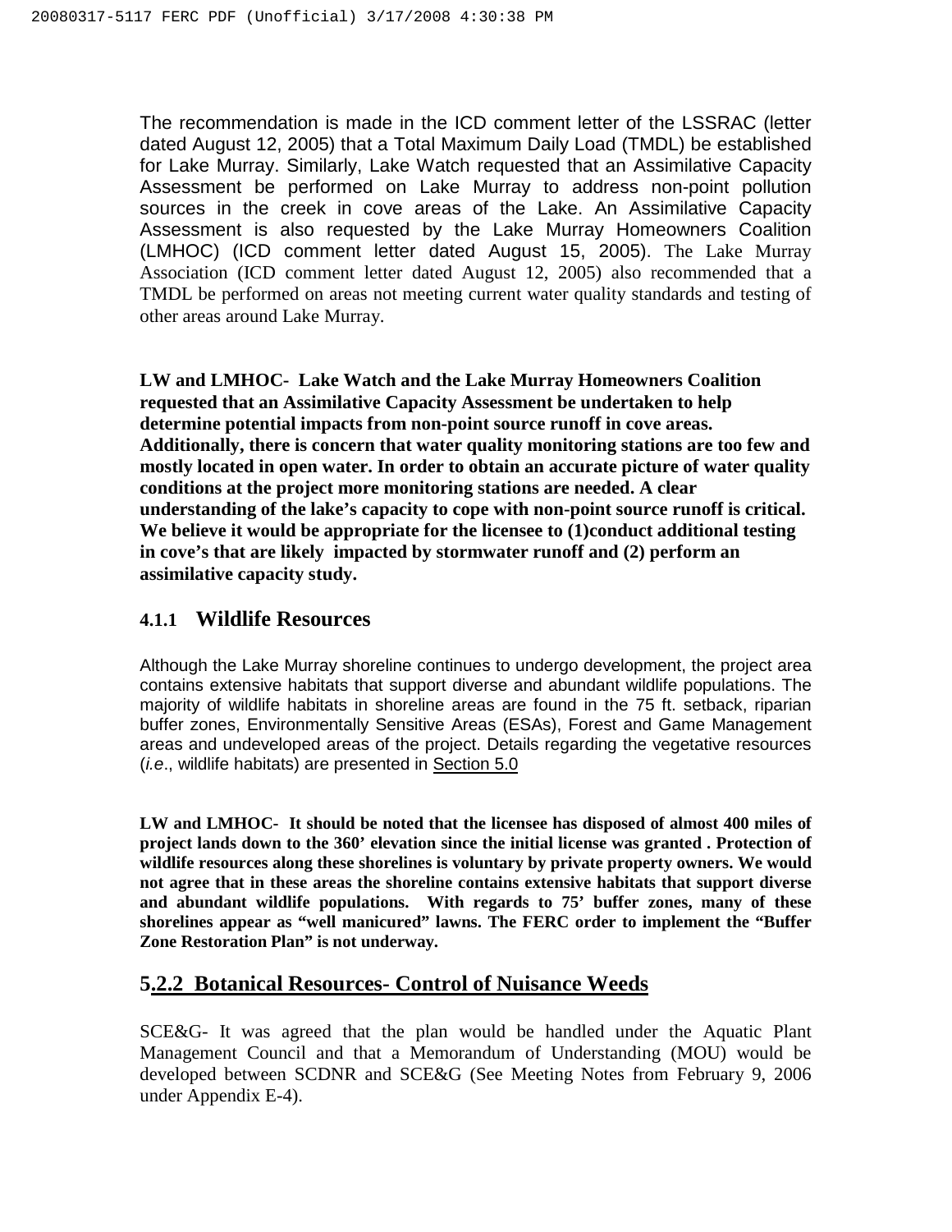The recommendation is made in the ICD comment letter of the LSSRAC (letter dated August 12, 2005) that a Total Maximum Daily Load (TMDL) be established for Lake Murray. Similarly, Lake Watch requested that an Assimilative Capacity Assessment be performed on Lake Murray to address non-point pollution sources in the creek in cove areas of the Lake. An Assimilative Capacity Assessment is also requested by the Lake Murray Homeowners Coalition (LMHOC) (ICD comment letter dated August 15, 2005). The Lake Murray Association (ICD comment letter dated August 12, 2005) also recommended that a TMDL be performed on areas not meeting current water quality standards and testing of other areas around Lake Murray.

**LW and LMHOC- Lake Watch and the Lake Murray Homeowners Coalition requested that an Assimilative Capacity Assessment be undertaken to help determine potential impacts from non-point source runoff in cove areas. Additionally, there is concern that water quality monitoring stations are too few and mostly located in open water. In order to obtain an accurate picture of water quality conditions at the project more monitoring stations are needed. A clear understanding of the lake's capacity to cope with non-point source runoff is critical. We believe it would be appropriate for the licensee to (1)conduct additional testing in cove's that are likely impacted by stormwater runoff and (2) perform an assimilative capacity study.**

### 4.1.1 Wildlife Resources

Although the Lake Murray shoreline continues to undergo development, the project area contains extensive habitats that support diverse and abundant wildlife populations. The majority of wildlife habitats in shoreline areas are found in the 75 ft. setback, riparian buffer zones, Environmentally Sensitive Areas (ESAs), Forest and Game Management areas and undeveloped areas of the project. Details regarding the vegetative resources (*i.e*., wildlife habitats) are presented in Section 5.0

**LW and LMHOC- It should be noted that the licensee has disposed of almost 400 miles of project lands down to the 360' elevation since the initial license was granted . Protection of wildlife resources along these shorelines is voluntary by private property owners. We would not agree that in these areas the shoreline contains extensive habitats that support diverse and abundant wildlife populations. With regards to 75' buffer zones, many of these shorelines appear as "well manicured" lawns. The FERC order to implement the "Buffer Zone Restoration Plan" is not underway.**

## 5.2.2 Botanical Resources- Control of Nuisance Weeds

SCE&G- It was agreed that the plan would be handled under the Aquatic Plant Management Council and that a Memorandum of Understanding (MOU) would be developed between SCDNR and SCE&G (See Meeting Notes from February 9, 2006 under Appendix E-4).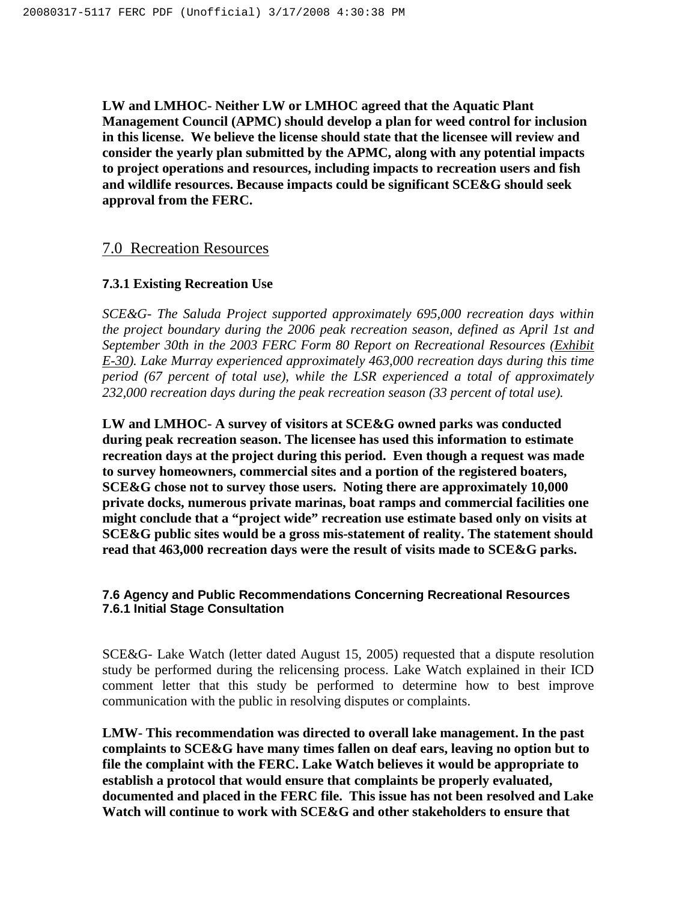**LW and LMHOC- Neither LW or LMHOC agreed that the Aquatic Plant Management Council (APMC) should develop a plan for weed control for inclusion in this license. We believe the license should state that the licensee will review and consider the yearly plan submitted by the APMC, along with any potential impacts to project operations and resources, including impacts to recreation users and fish and wildlife resources. Because impacts could be significant SCE&G should seek approval from the FERC.**

## 7.0 Recreation Resources

### 7.3.1 Existing Recreation Use

*SCE&G- The Saluda Project supported approximately 695,000 recreation days within the project boundary during the 2006 peak recreation season, defined as April 1st and September 30th in the 2003 FERC Form 80 Report on Recreational Resources (Exhibit E-30). Lake Murray experienced approximately 463,000 recreation days during this time period (67 percent of total use), while the LSR experienced a total of approximately 232,000 recreation days during the peak recreation season (33 percent of total use).*

**LW and LMHOC- A survey of visitors at SCE&G owned parks was conducted during peak recreation season. The licensee has used this information to estimate recreation days at the project during this period. Even though a request was made to survey homeowners, commercial sites and a portion of the registered boaters, SCE&G chose not to survey those users. Noting there are approximately 10,000 private docks, numerous private marinas, boat ramps and commercial facilities one might conclude that a "project wide" recreation use estimate based only on visits at SCE&G public sites would be a gross mis-statement of reality. The statement should read that 463,000 recreation days were the result of visits made to SCE&G parks.**

### 7.6 Agency and Public Recommendations Concerning Recreational Resources
### 7.6.1 Initial Stage Consultation

SCE&G- Lake Watch (letter dated August 15, 2005) requested that a dispute resolution study be performed during the relicensing process. Lake Watch explained in their ICD comment letter that this study be performed to determine how to best improve communication with the public in resolving disputes or complaints.

**LMW- This recommendation was directed to overall lake management. In the past complaints to SCE&G have many times fallen on deaf ears, leaving no option but to file the complaint with the FERC. Lake Watch believes it would be appropriate to establish a protocol that would ensure that complaints be properly evaluated, documented and placed in the FERC file. This issue has not been resolved and Lake Watch will continue to work with SCE&G and other stakeholders to ensure that**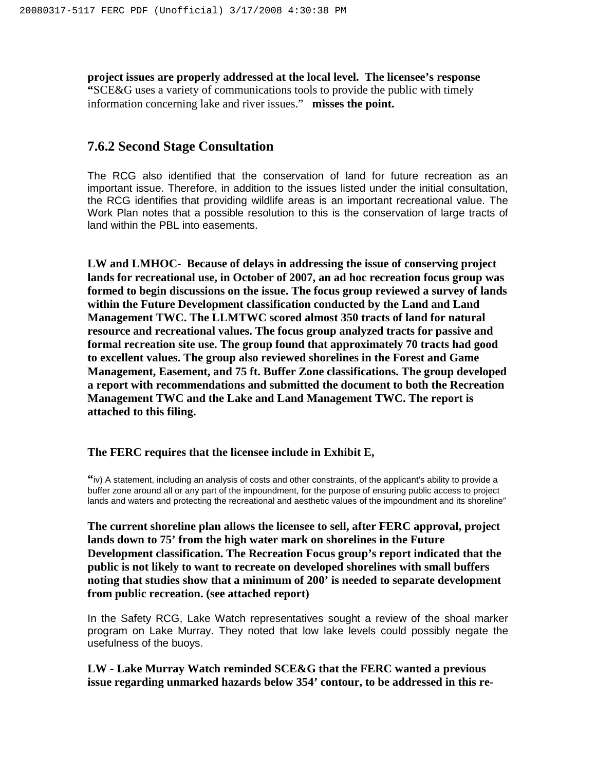**project issues are properly addressed at the local level. The licensee's response** "SCE&G uses a variety of communications tools to provide the public with timely information concerning lake and river issues." **misses the point.**

## 7.6.2 Second Stage Consultation

The RCG also identified that the conservation of land for future recreation as an important issue. Therefore, in addition to the issues listed under the initial consultation, the RCG identifies that providing wildlife areas is an important recreational value. The Work Plan notes that a possible resolution to this is the conservation of large tracts of land within the PBL into easements.

**LW and LMHOC- Because of delays in addressing the issue of conserving project lands for recreational use, in October of 2007, an ad hoc recreation focus group was formed to begin discussions on the issue. The focus group reviewed a survey of lands within the Future Development classification conducted by the Land and Land Management TWC. The LLMTWC scored almost 350 tracts of land for natural resource and recreational values. The focus group analyzed tracts for passive and formal recreation site use. The group found that approximately 70 tracts had good to excellent values. The group also reviewed shorelines in the Forest and Game Management, Easement, and 75 ft. Buffer Zone classifications. The group developed a report with recommendations and submitted the document to both the Recreation Management TWC and the Lake and Land Management TWC. The report is attached to this filing.**

**The FERC requires that the licensee include in Exhibit E,**

"iv) A statement, including an analysis of costs and other constraints, of the applicant's ability to provide a buffer zone around all or any part of the impoundment, for the purpose of ensuring public access to project lands and waters and protecting the recreational and aesthetic values of the impoundment and its shoreline"

**The current shoreline plan allows the licensee to sell, after FERC approval, project lands down to 75' from the high water mark on shorelines in the Future Development classification. The Recreation Focus group's report indicated that the public is not likely to want to recreate on developed shorelines with small buffers noting that studies show that a minimum of 200' is needed to separate development from public recreation. (see attached report)**

In the Safety RCG, Lake Watch representatives sought a review of the shoal marker program on Lake Murray. They noted that low lake levels could possibly negate the usefulness of the buoys.

**LW - Lake Murray Watch reminded SCE&G that the FERC wanted a previous issue regarding unmarked hazards below 354' contour, to be addressed in this re-**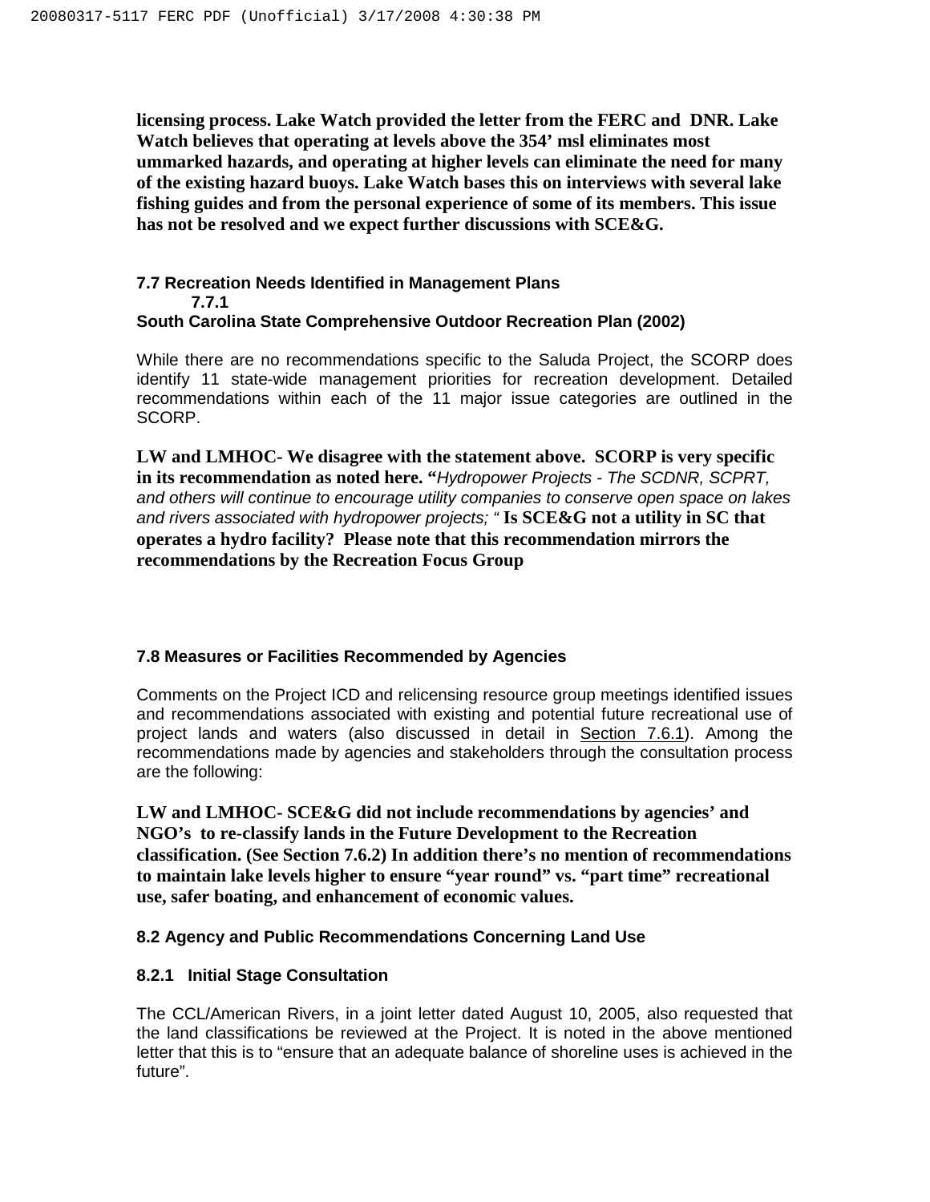**licensing process. Lake Watch provided the letter from the FERC and DNR. Lake Watch believes that operating at levels above the 354' msl eliminates most ummarked hazards, and operating at higher levels can eliminate the need for many of the existing hazard buoys. Lake Watch bases this on interviews with several lake fishing guides and from the personal experience of some of its members. This issue has not be resolved and we expect further discussions with SCE&G.**

## 7.7 Recreation Needs Identified in Management Plans

### 7.7.1 South Carolina State Comprehensive Outdoor Recreation Plan (2002)

While there are no recommendations specific to the Saluda Project, the SCORP does identify 11 state-wide management priorities for recreation development. Detailed recommendations within each of the 11 major issue categories are outlined in the SCORP.

**LW and LMHOC- We disagree with the statement above. SCORP is very specific in its recommendation as noted here. "***Hydropower Projects - The SCDNR, SCPRT, and others will continue to encourage utility companies to conserve open space on lakes and rivers associated with hydropower projects; "* **Is SCE&G not a utility in SC that operates a hydro facility? Please note that this recommendation mirrors the recommendations by the Recreation Focus Group**

## 7.8 Measures or Facilities Recommended by Agencies

Comments on the Project ICD and relicensing resource group meetings identified issues and recommendations associated with existing and potential future recreational use of project lands and waters (also discussed in detail in Section 7.6.1). Among the recommendations made by agencies and stakeholders through the consultation process are the following:

**LW and LMHOC- SCE&G did not include recommendations by agencies' and NGO's to re-classify lands in the Future Development to the Recreation classification. (See Section 7.6.2) In addition there's no mention of recommendations to maintain lake levels higher to ensure "year round" vs. "part time" recreational use, safer boating, and enhancement of economic values.**

## 8.2 Agency and Public Recommendations Concerning Land Use

### 8.2.1 Initial Stage Consultation

The CCL/American Rivers, in a joint letter dated August 10, 2005, also requested that the land classifications be reviewed at the Project. It is noted in the above mentioned letter that this is to "ensure that an adequate balance of shoreline uses is achieved in the future".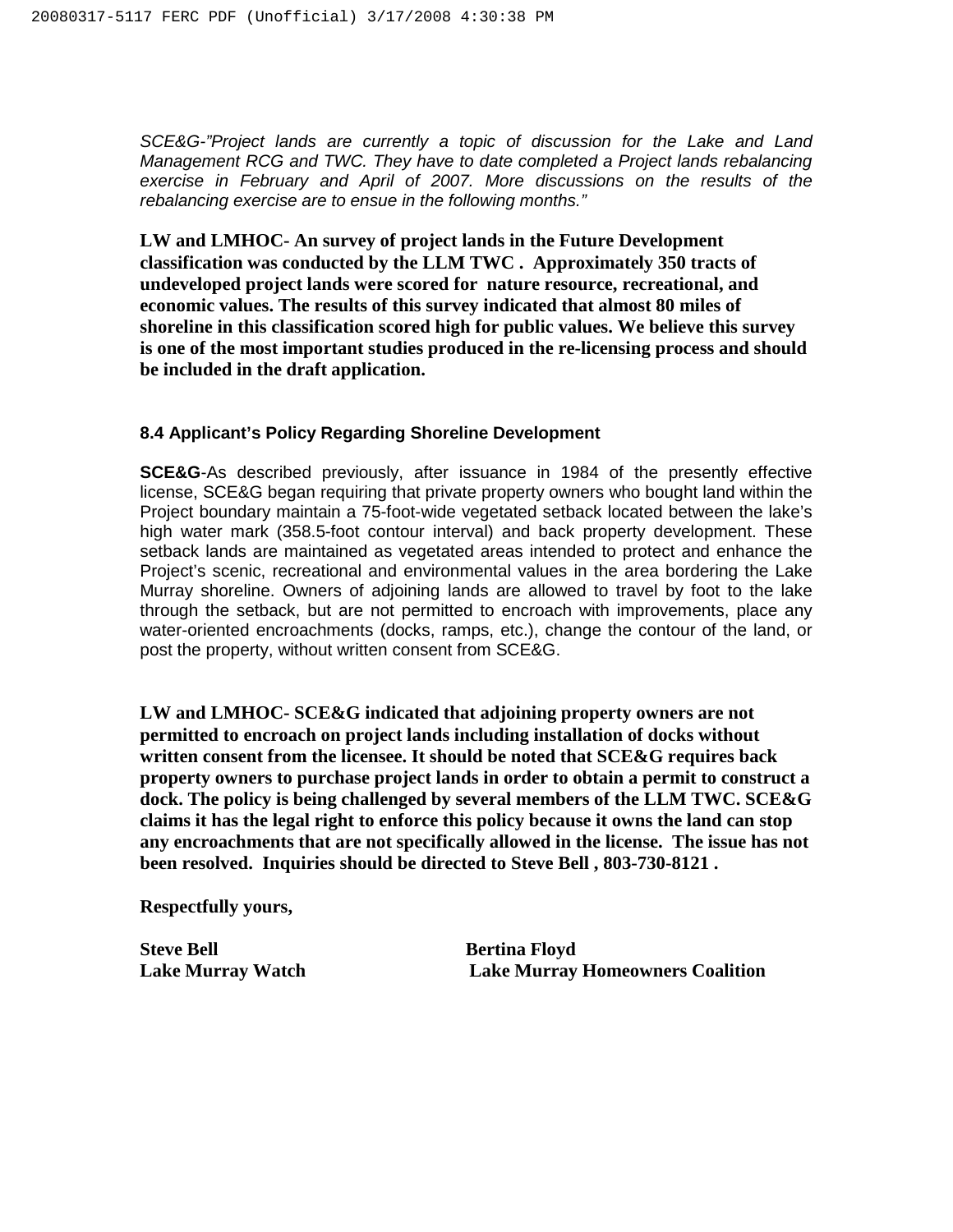*SCE&G-"Project lands are currently a topic of discussion for the Lake and Land Management RCG and TWC. They have to date completed a Project lands rebalancing exercise in February and April of 2007. More discussions on the results of the rebalancing exercise are to ensue in the following months."*

**LW and LMHOC- An survey of project lands in the Future Development classification was conducted by the LLM TWC . Approximately 350 tracts of undeveloped project lands were scored for nature resource, recreational, and economic values. The results of this survey indicated that almost 80 miles of shoreline in this classification scored high for public values. We believe this survey is one of the most important studies produced in the re-licensing process and should be included in the draft application.**

### 8.4 Applicant's Policy Regarding Shoreline Development

**SCE&G**-As described previously, after issuance in 1984 of the presently effective license, SCE&G began requiring that private property owners who bought land within the Project boundary maintain a 75-foot-wide vegetated setback located between the lake's high water mark (358.5-foot contour interval) and back property development. These setback lands are maintained as vegetated areas intended to protect and enhance the Project's scenic, recreational and environmental values in the area bordering the Lake Murray shoreline. Owners of adjoining lands are allowed to travel by foot to the lake through the setback, but are not permitted to encroach with improvements, place any water-oriented encroachments (docks, ramps, etc.), change the contour of the land, or post the property, without written consent from SCE&G.

**LW and LMHOC- SCE&G indicated that adjoining property owners are not permitted to encroach on project lands including installation of docks without written consent from the licensee. It should be noted that SCE&G requires back property owners to purchase project lands in order to obtain a permit to construct a dock. The policy is being challenged by several members of the LLM TWC. SCE&G claims it has the legal right to enforce this policy because it owns the land can stop any encroachments that are not specifically allowed in the license. The issue has not been resolved. Inquiries should be directed to Steve Bell , 803-730-8121 .**

**Respectfully yours,**

**Steve Bell**
**Lake Murray Watch**

**Bertina Floyd**
**Lake Murray Homeowners Coalition**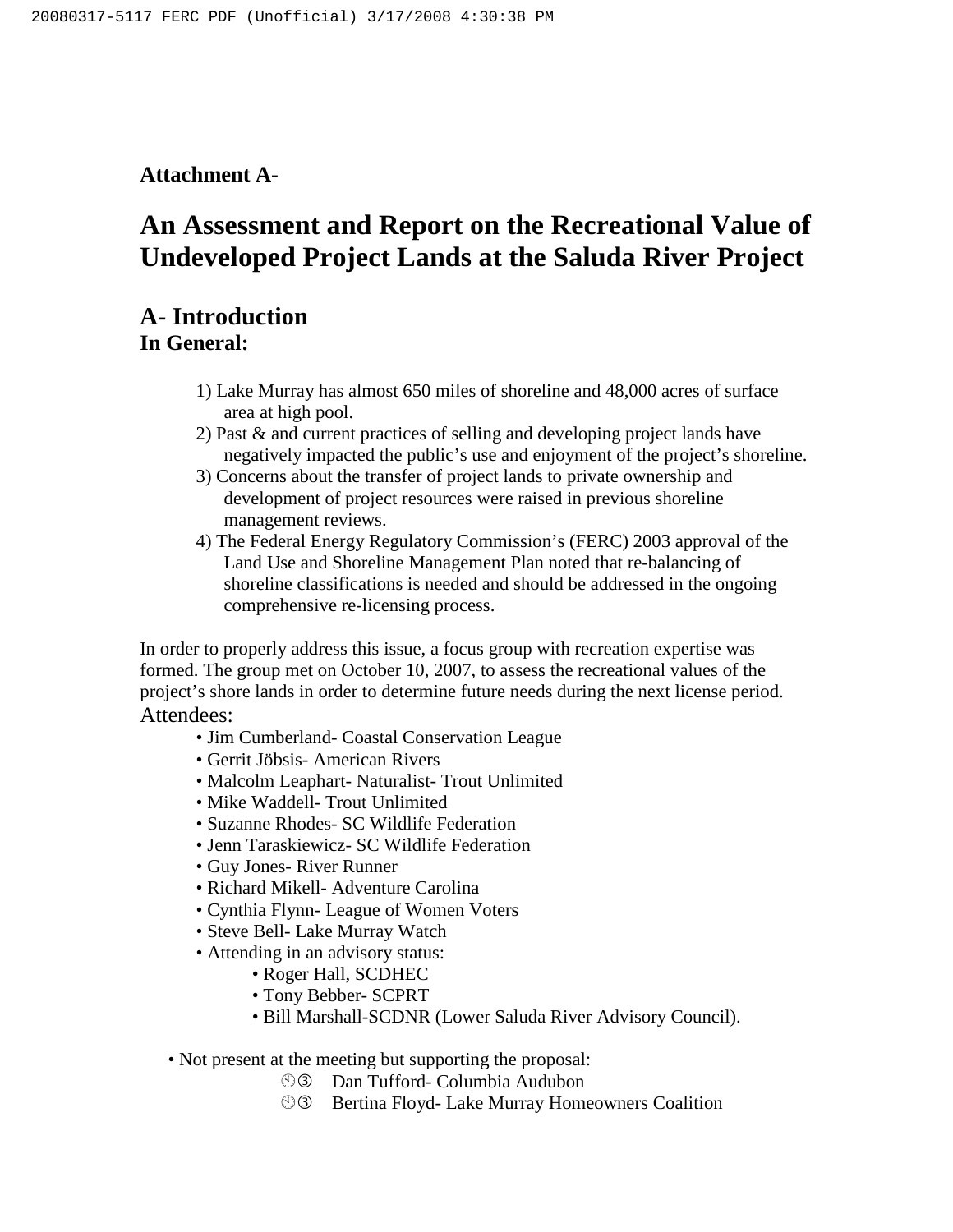**Attachment A-**

# An Assessment and Report on the Recreational Value of Undeveloped Project Lands at the Saluda River Project

## A- Introduction

### In General:

1) Lake Murray has almost 650 miles of shoreline and 48,000 acres of surface area at high pool.
2) Past & and current practices of selling and developing project lands have negatively impacted the public's use and enjoyment of the project's shoreline.
3) Concerns about the transfer of project lands to private ownership and development of project resources were raised in previous shoreline management reviews.
4) The Federal Energy Regulatory Commission's (FERC) 2003 approval of the Land Use and Shoreline Management Plan noted that re-balancing of shoreline classifications is needed and should be addressed in the ongoing comprehensive re-licensing process.

In order to properly address this issue, a focus group with recreation expertise was formed. The group met on October 10, 2007, to assess the recreational values of the project's shore lands in order to determine future needs during the next license period.

Attendees:

- Jim Cumberland- Coastal Conservation League
- Gerrit Jöbsis- American Rivers
- Malcolm Leaphart- Naturalist- Trout Unlimited
- Mike Waddell- Trout Unlimited
- Suzanne Rhodes- SC Wildlife Federation
- Jenn Taraskiewicz- SC Wildlife Federation
- Guy Jones- River Runner
- Richard Mikell- Adventure Carolina
- Cynthia Flynn- League of Women Voters
- Steve Bell- Lake Murray Watch
- Attending in an advisory status:
  - Roger Hall, SCDHEC
  - Tony Bebber- SCPRT
  - Bill Marshall-SCDNR (Lower Saluda River Advisory Council).

- Not present at the meeting but supporting the proposal:
  - Dan Tufford- Columbia Audubon
  - Bertina Floyd- Lake Murray Homeowners Coalition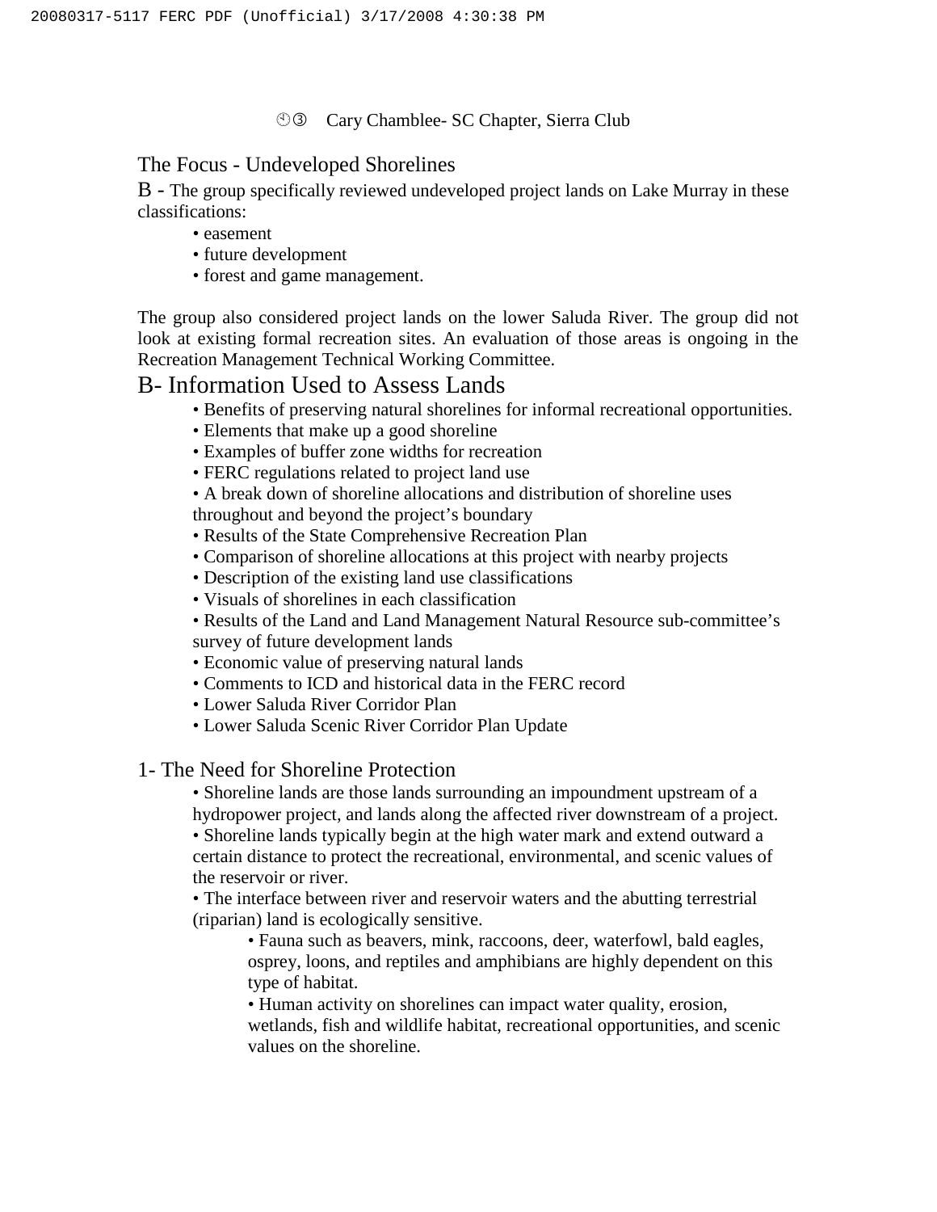④③ Cary Chamblee- SC Chapter, Sierra Club

## The Focus - Undeveloped Shorelines

B - The group specifically reviewed undeveloped project lands on Lake Murray in these classifications:

- easement
- future development
- forest and game management.

The group also considered project lands on the lower Saluda River. The group did not look at existing formal recreation sites. An evaluation of those areas is ongoing in the Recreation Management Technical Working Committee.

## B- Information Used to Assess Lands

- Benefits of preserving natural shorelines for informal recreational opportunities.
- Elements that make up a good shoreline
- Examples of buffer zone widths for recreation
- FERC regulations related to project land use
- A break down of shoreline allocations and distribution of shoreline uses throughout and beyond the project's boundary
- Results of the State Comprehensive Recreation Plan
- Comparison of shoreline allocations at this project with nearby projects
- Description of the existing land use classifications
- Visuals of shorelines in each classification
- Results of the Land and Land Management Natural Resource sub-committee's survey of future development lands
- Economic value of preserving natural lands
- Comments to ICD and historical data in the FERC record
- Lower Saluda River Corridor Plan
- Lower Saluda Scenic River Corridor Plan Update

## 1- The Need for Shoreline Protection

- Shoreline lands are those lands surrounding an impoundment upstream of a hydropower project, and lands along the affected river downstream of a project.
- Shoreline lands typically begin at the high water mark and extend outward a certain distance to protect the recreational, environmental, and scenic values of the reservoir or river.
- The interface between river and reservoir waters and the abutting terrestrial (riparian) land is ecologically sensitive.
  - Fauna such as beavers, mink, raccoons, deer, waterfowl, bald eagles, osprey, loons, and reptiles and amphibians are highly dependent on this type of habitat.
  - Human activity on shorelines can impact water quality, erosion, wetlands, fish and wildlife habitat, recreational opportunities, and scenic values on the shoreline.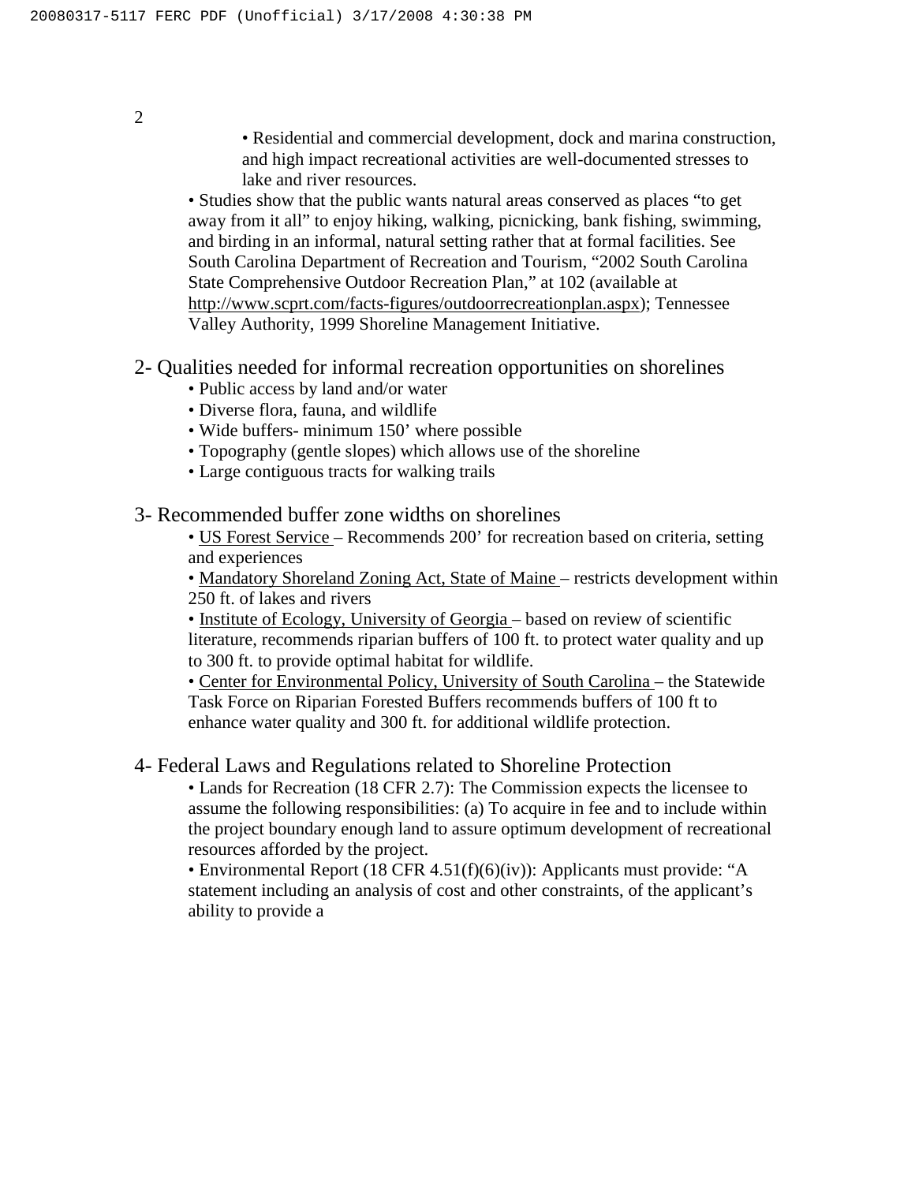- Residential and commercial development, dock and marina construction, and high impact recreational activities are well-documented stresses to lake and river resources.

- Studies show that the public wants natural areas conserved as places "to get away from it all" to enjoy hiking, walking, picnicking, bank fishing, swimming, and birding in an informal, natural setting rather that at formal facilities. See South Carolina Department of Recreation and Tourism, "2002 South Carolina State Comprehensive Outdoor Recreation Plan," at 102 (available at http://www.scprt.com/facts-figures/outdoorrecreationplan.aspx); Tennessee Valley Authority, 1999 Shoreline Management Initiative.

## 2- Qualities needed for informal recreation opportunities on shorelines

- Public access by land and/or water
- Diverse flora, fauna, and wildlife
- Wide buffers- minimum 150' where possible
- Topography (gentle slopes) which allows use of the shoreline
- Large contiguous tracts for walking trails

## 3- Recommended buffer zone widths on shorelines

- US Forest Service – Recommends 200' for recreation based on criteria, setting and experiences
- Mandatory Shoreland Zoning Act, State of Maine – restricts development within 250 ft. of lakes and rivers
- Institute of Ecology, University of Georgia – based on review of scientific literature, recommends riparian buffers of 100 ft. to protect water quality and up to 300 ft. to provide optimal habitat for wildlife.
- Center for Environmental Policy, University of South Carolina – the Statewide Task Force on Riparian Forested Buffers recommends buffers of 100 ft to enhance water quality and 300 ft. for additional wildlife protection.

## 4- Federal Laws and Regulations related to Shoreline Protection

- Lands for Recreation (18 CFR 2.7): The Commission expects the licensee to assume the following responsibilities: (a) To acquire in fee and to include within the project boundary enough land to assure optimum development of recreational resources afforded by the project.
- Environmental Report (18 CFR 4.51(f)(6)(iv)): Applicants must provide: "A statement including an analysis of cost and other constraints, of the applicant's ability to provide a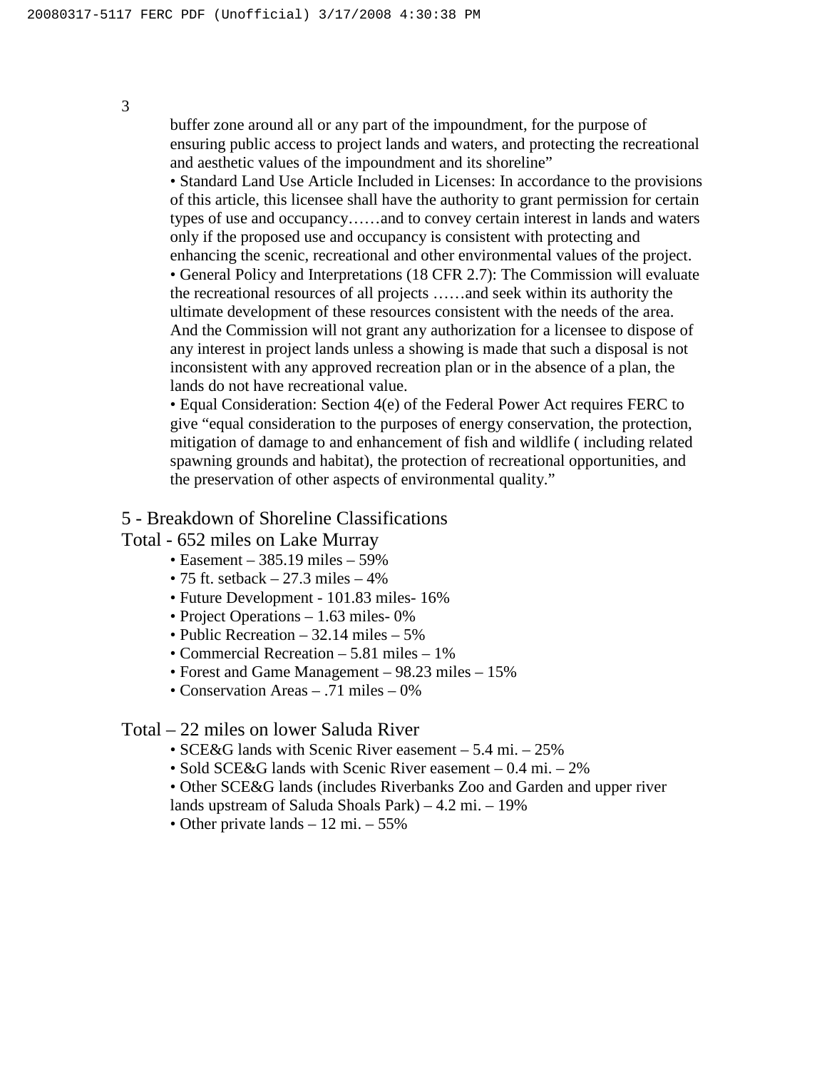buffer zone around all or any part of the impoundment, for the purpose of ensuring public access to project lands and waters, and protecting the recreational and aesthetic values of the impoundment and its shoreline"

- Standard Land Use Article Included in Licenses: In accordance to the provisions of this article, this licensee shall have the authority to grant permission for certain types of use and occupancy……and to convey certain interest in lands and waters only if the proposed use and occupancy is consistent with protecting and enhancing the scenic, recreational and other environmental values of the project.
- General Policy and Interpretations (18 CFR 2.7): The Commission will evaluate the recreational resources of all projects ……and seek within its authority the ultimate development of these resources consistent with the needs of the area. And the Commission will not grant any authorization for a licensee to dispose of any interest in project lands unless a showing is made that such a disposal is not inconsistent with any approved recreation plan or in the absence of a plan, the lands do not have recreational value.
- Equal Consideration: Section 4(e) of the Federal Power Act requires FERC to give "equal consideration to the purposes of energy conservation, the protection, mitigation of damage to and enhancement of fish and wildlife ( including related spawning grounds and habitat), the protection of recreational opportunities, and the preservation of other aspects of environmental quality."

## 5 - Breakdown of Shoreline Classifications

Total - 652 miles on Lake Murray

- Easement – 385.19 miles – 59%
- 75 ft. setback – 27.3 miles – 4%
- Future Development - 101.83 miles- 16%
- Project Operations – 1.63 miles- 0%
- Public Recreation – 32.14 miles – 5%
- Commercial Recreation – 5.81 miles – 1%
- Forest and Game Management – 98.23 miles – 15%
- Conservation Areas – .71 miles – 0%

Total – 22 miles on lower Saluda River

- SCE&G lands with Scenic River easement – 5.4 mi. – 25%
- Sold SCE&G lands with Scenic River easement – 0.4 mi. – 2%
- Other SCE&G lands (includes Riverbanks Zoo and Garden and upper river lands upstream of Saluda Shoals Park) – 4.2 mi. – 19%
- Other private lands – 12 mi. – 55%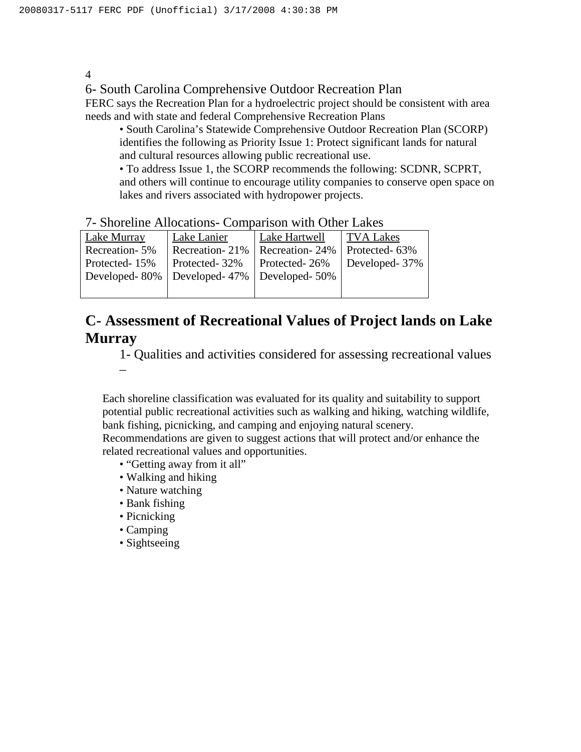## 6- South Carolina Comprehensive Outdoor Recreation Plan

FERC says the Recreation Plan for a hydroelectric project should be consistent with area needs and with state and federal Comprehensive Recreation Plans

- South Carolina's Statewide Comprehensive Outdoor Recreation Plan (SCORP) identifies the following as Priority Issue 1: Protect significant lands for natural and cultural resources allowing public recreational use.
- To address Issue 1, the SCORP recommends the following: SCDNR, SCPRT, and others will continue to encourage utility companies to conserve open space on lakes and rivers associated with hydropower projects.

## 7- Shoreline Allocations- Comparison with Other Lakes

| Lake Murray | Lake Lanier | Lake Hartwell | TVA Lakes |
|---|---|---|---|
| Recreation- 5% | Recreation- 21% | Recreation- 24% | Protected- 63% |
| Protected- 15% | Protected- 32% | Protected- 26% | Developed- 37% |
| Developed- 80% | Developed- 47% | Developed- 50% | |

# C- Assessment of Recreational Values of Project lands on Lake Murray

1- Qualities and activities considered for assessing recreational values –

Each shoreline classification was evaluated for its quality and suitability to support potential public recreational activities such as walking and hiking, watching wildlife, bank fishing, picnicking, and camping and enjoying natural scenery. Recommendations are given to suggest actions that will protect and/or enhance the related recreational values and opportunities.

- "Getting away from it all"
- Walking and hiking
- Nature watching
- Bank fishing
- Picnicking
- Camping
- Sightseeing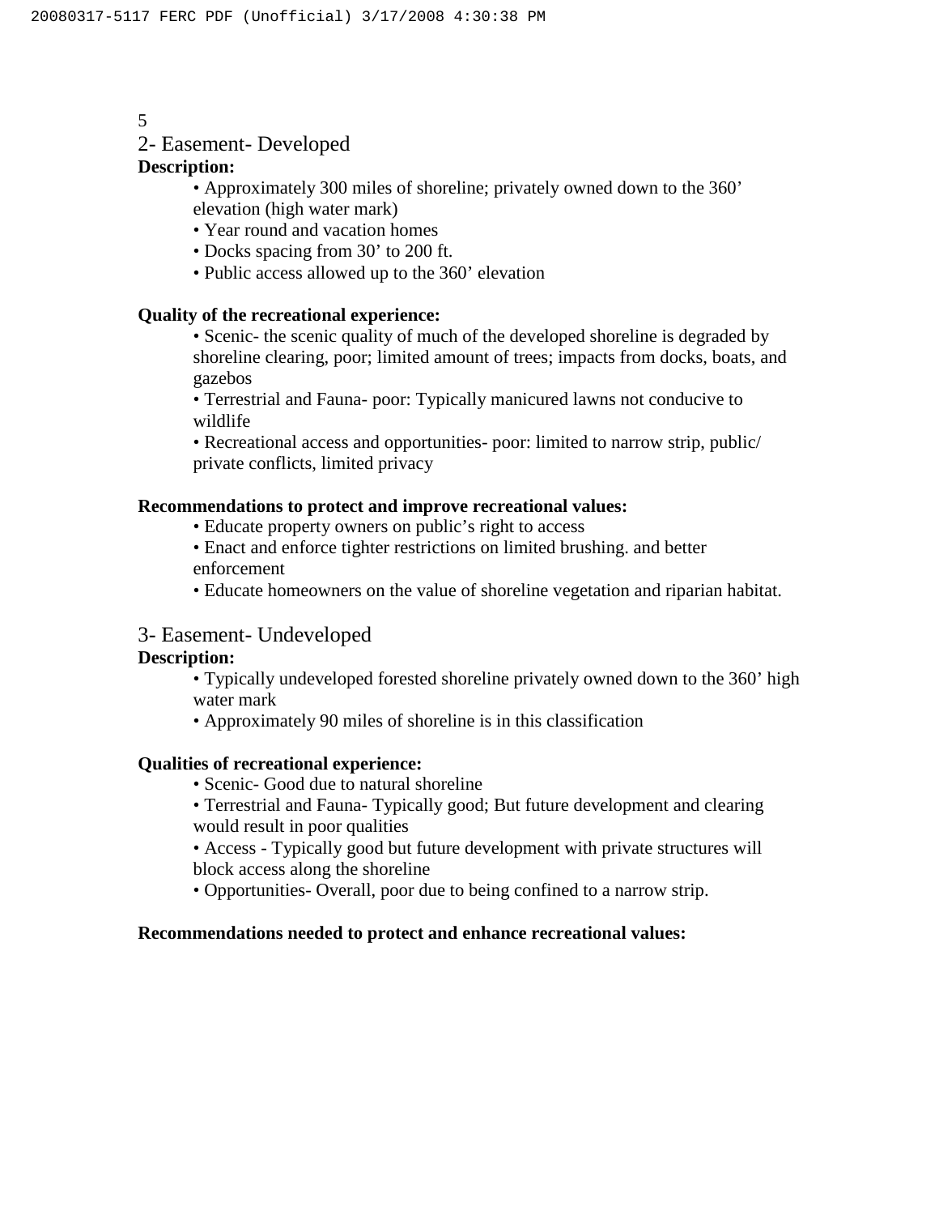## 2- Easement- Developed

**Description:**

- Approximately 300 miles of shoreline; privately owned down to the 360' elevation (high water mark)
- Year round and vacation homes
- Docks spacing from 30' to 200 ft.
- Public access allowed up to the 360' elevation

**Quality of the recreational experience:**

- Scenic- the scenic quality of much of the developed shoreline is degraded by shoreline clearing, poor; limited amount of trees; impacts from docks, boats, and gazebos
- Terrestrial and Fauna- poor: Typically manicured lawns not conducive to wildlife
- Recreational access and opportunities- poor: limited to narrow strip, public/ private conflicts, limited privacy

**Recommendations to protect and improve recreational values:**

- Educate property owners on public's right to access
- Enact and enforce tighter restrictions on limited brushing. and better enforcement
- Educate homeowners on the value of shoreline vegetation and riparian habitat.

## 3- Easement- Undeveloped

**Description:**

- Typically undeveloped forested shoreline privately owned down to the 360' high water mark
- Approximately 90 miles of shoreline is in this classification

**Qualities of recreational experience:**

- Scenic- Good due to natural shoreline
- Terrestrial and Fauna- Typically good; But future development and clearing would result in poor qualities
- Access - Typically good but future development with private structures will block access along the shoreline
- Opportunities- Overall, poor due to being confined to a narrow strip.

**Recommendations needed to protect and enhance recreational values:**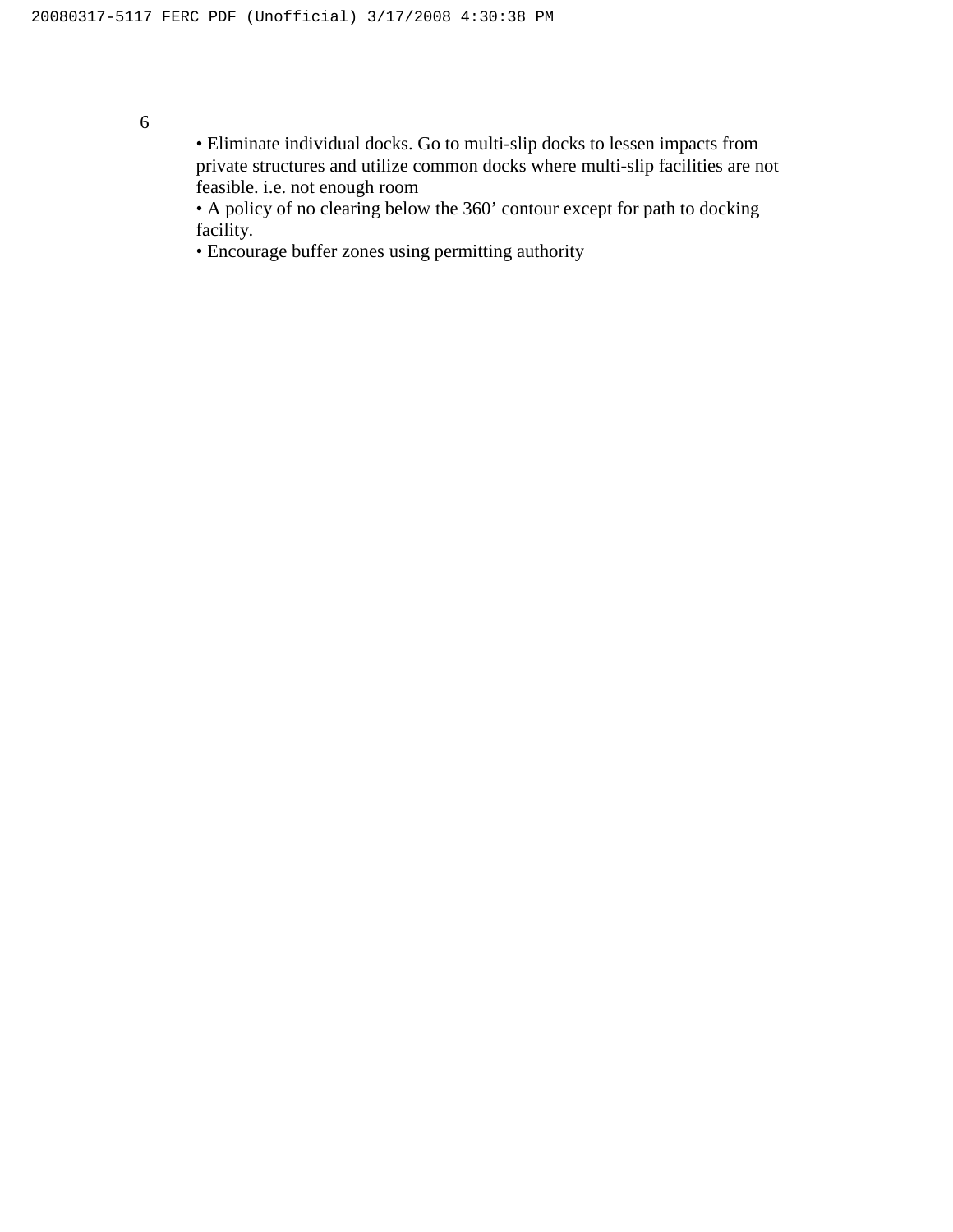- Eliminate individual docks. Go to multi-slip docks to lessen impacts from private structures and utilize common docks where multi-slip facilities are not feasible. i.e. not enough room
- A policy of no clearing below the 360’ contour except for path to docking facility.
- Encourage buffer zones using permitting authority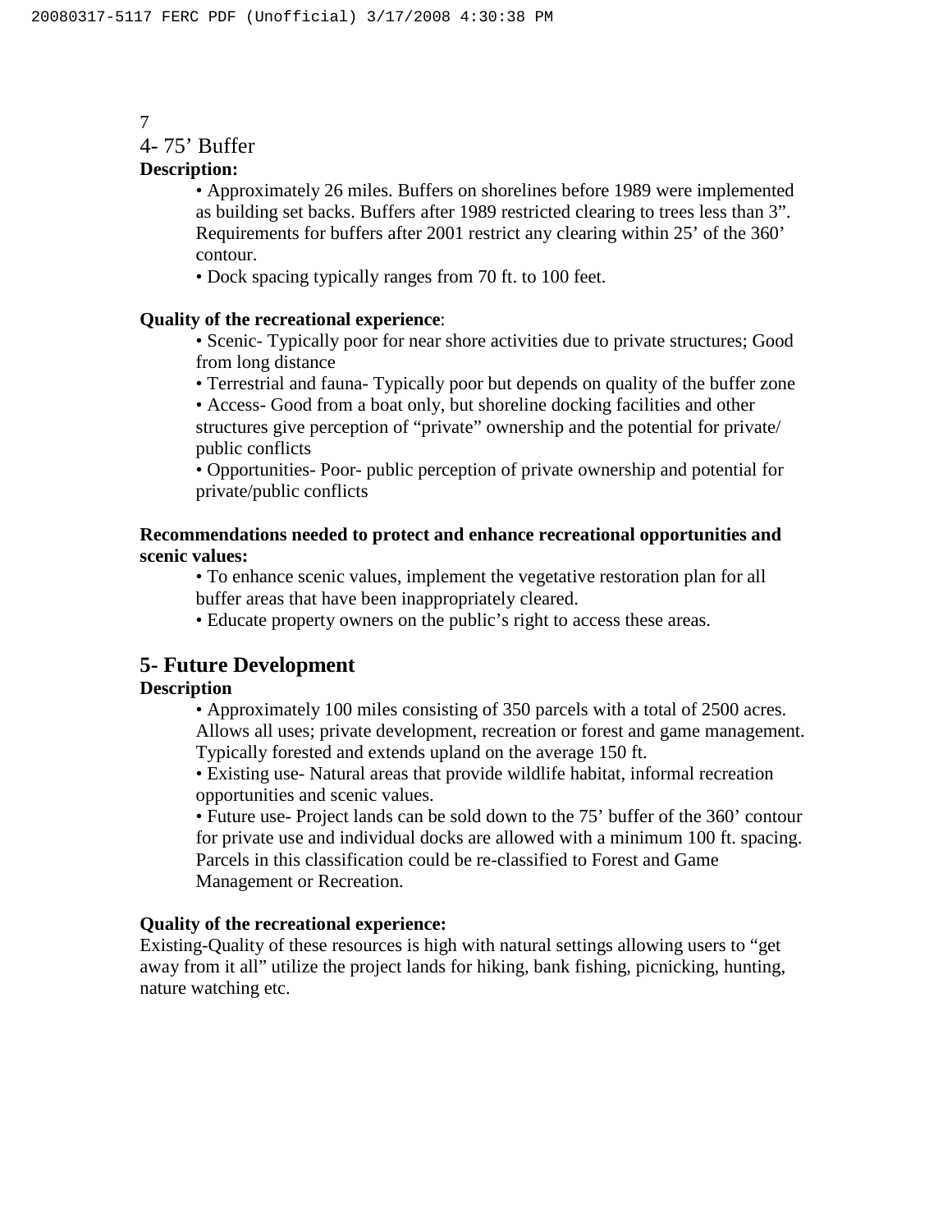## 4- 75' Buffer

**Description:**

- Approximately 26 miles. Buffers on shorelines before 1989 were implemented as building set backs. Buffers after 1989 restricted clearing to trees less than 3". Requirements for buffers after 2001 restrict any clearing within 25' of the 360' contour.
- Dock spacing typically ranges from 70 ft. to 100 feet.

**Quality of the recreational experience**:

- Scenic- Typically poor for near shore activities due to private structures; Good from long distance
- Terrestrial and fauna- Typically poor but depends on quality of the buffer zone
- Access- Good from a boat only, but shoreline docking facilities and other structures give perception of "private" ownership and the potential for private/ public conflicts
- Opportunities- Poor- public perception of private ownership and potential for private/public conflicts

**Recommendations needed to protect and enhance recreational opportunities and scenic values:**

- To enhance scenic values, implement the vegetative restoration plan for all buffer areas that have been inappropriately cleared.
- Educate property owners on the public's right to access these areas.

## 5- Future Development

**Description**

- Approximately 100 miles consisting of 350 parcels with a total of 2500 acres. Allows all uses; private development, recreation or forest and game management. Typically forested and extends upland on the average 150 ft.
- Existing use- Natural areas that provide wildlife habitat, informal recreation opportunities and scenic values.
- Future use- Project lands can be sold down to the 75' buffer of the 360' contour for private use and individual docks are allowed with a minimum 100 ft. spacing. Parcels in this classification could be re-classified to Forest and Game Management or Recreation.

**Quality of the recreational experience:**

Existing-Quality of these resources is high with natural settings allowing users to "get away from it all" utilize the project lands for hiking, bank fishing, picnicking, hunting, nature watching etc.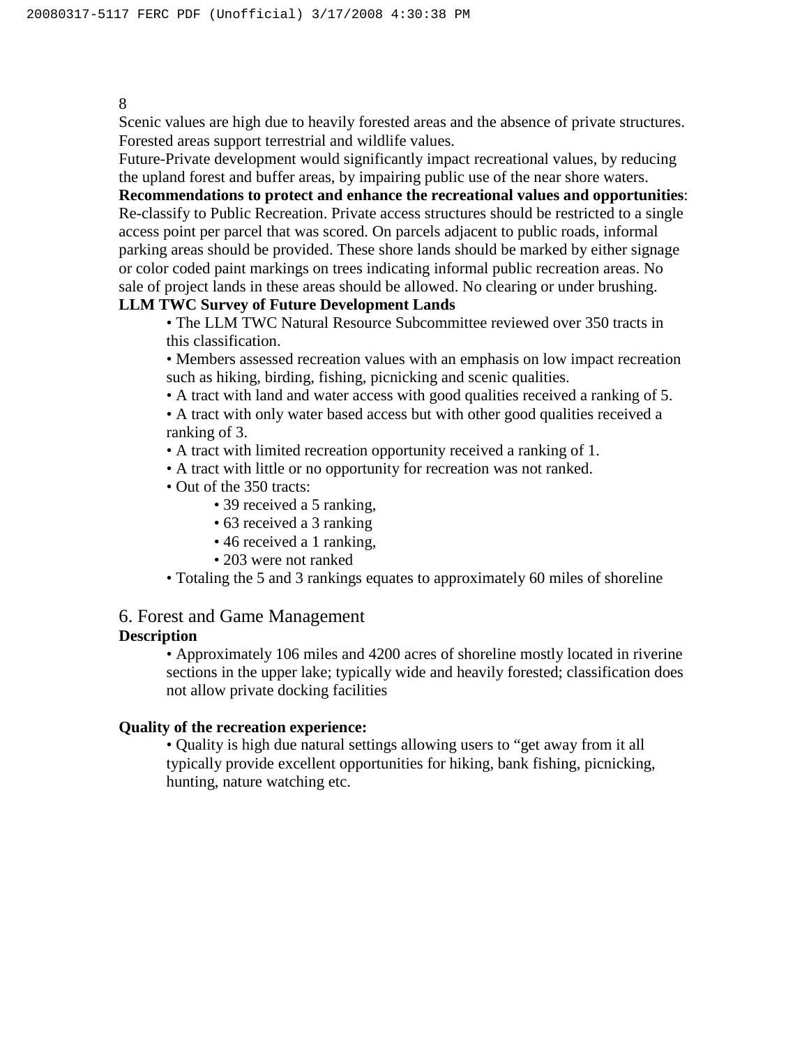Scenic values are high due to heavily forested areas and the absence of private structures. Forested areas support terrestrial and wildlife values.

Future-Private development would significantly impact recreational values, by reducing the upland forest and buffer areas, by impairing public use of the near shore waters.

**Recommendations to protect and enhance the recreational values and opportunities**: Re-classify to Public Recreation. Private access structures should be restricted to a single access point per parcel that was scored. On parcels adjacent to public roads, informal parking areas should be provided. These shore lands should be marked by either signage or color coded paint markings on trees indicating informal public recreation areas. No sale of project lands in these areas should be allowed. No clearing or under brushing.

**LLM TWC Survey of Future Development Lands**

- The LLM TWC Natural Resource Subcommittee reviewed over 350 tracts in this classification.
- Members assessed recreation values with an emphasis on low impact recreation such as hiking, birding, fishing, picnicking and scenic qualities.
- A tract with land and water access with good qualities received a ranking of 5.
- A tract with only water based access but with other good qualities received a ranking of 3.
- A tract with limited recreation opportunity received a ranking of 1.
- A tract with little or no opportunity for recreation was not ranked.
- Out of the 350 tracts:
  - 39 received a 5 ranking,
  - 63 received a 3 ranking
  - 46 received a 1 ranking,
  - 203 were not ranked
- Totaling the 5 and 3 rankings equates to approximately 60 miles of shoreline

## 6. Forest and Game Management

**Description**

- Approximately 106 miles and 4200 acres of shoreline mostly located in riverine sections in the upper lake; typically wide and heavily forested; classification does not allow private docking facilities

**Quality of the recreation experience:**

- Quality is high due natural settings allowing users to "get away from it all typically provide excellent opportunities for hiking, bank fishing, picnicking, hunting, nature watching etc.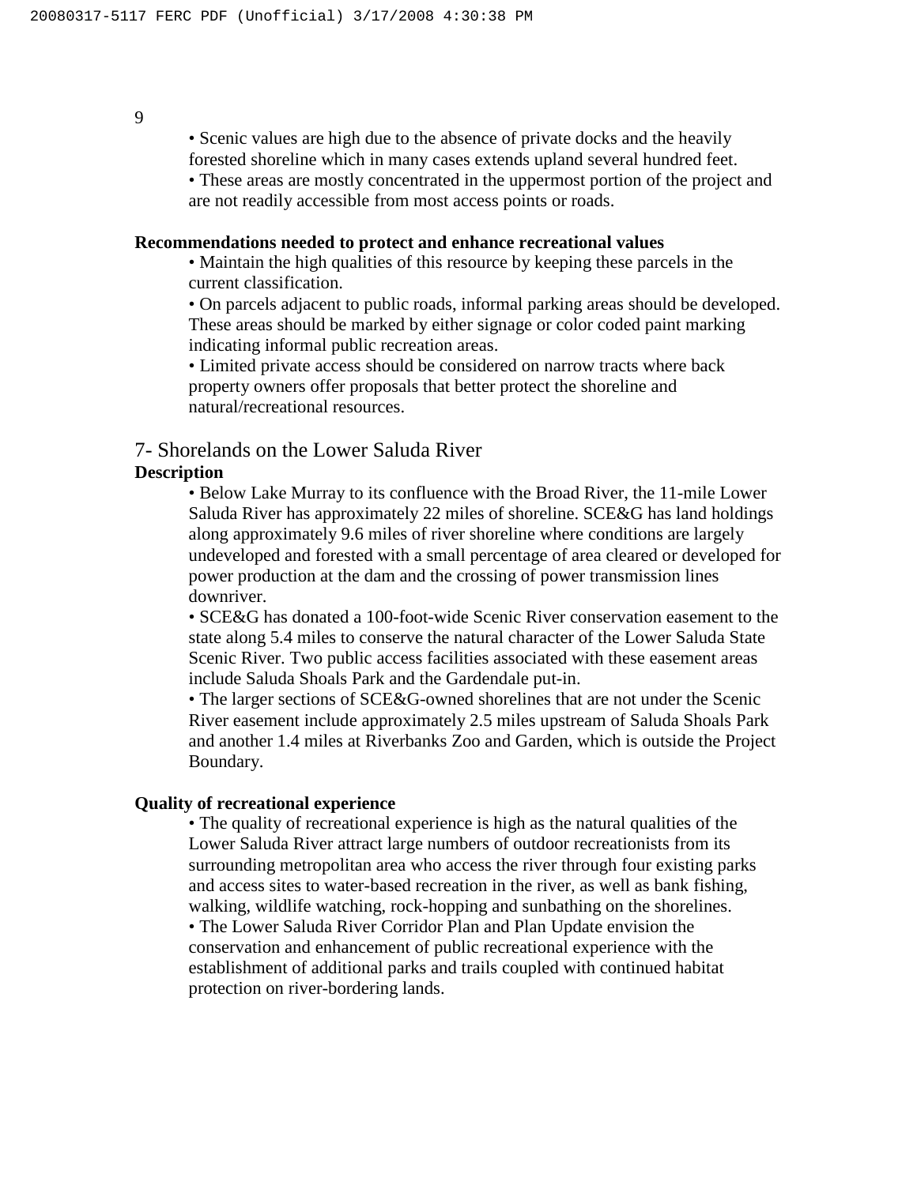- Scenic values are high due to the absence of private docks and the heavily forested shoreline which in many cases extends upland several hundred feet.
- These areas are mostly concentrated in the uppermost portion of the project and are not readily accessible from most access points or roads.

**Recommendations needed to protect and enhance recreational values**

- Maintain the high qualities of this resource by keeping these parcels in the current classification.
- On parcels adjacent to public roads, informal parking areas should be developed. These areas should be marked by either signage or color coded paint marking indicating informal public recreation areas.
- Limited private access should be considered on narrow tracts where back property owners offer proposals that better protect the shoreline and natural/recreational resources.

## 7- Shorelands on the Lower Saluda River

**Description**

- Below Lake Murray to its confluence with the Broad River, the 11-mile Lower Saluda River has approximately 22 miles of shoreline. SCE&G has land holdings along approximately 9.6 miles of river shoreline where conditions are largely undeveloped and forested with a small percentage of area cleared or developed for power production at the dam and the crossing of power transmission lines downriver.
- SCE&G has donated a 100-foot-wide Scenic River conservation easement to the state along 5.4 miles to conserve the natural character of the Lower Saluda State Scenic River. Two public access facilities associated with these easement areas include Saluda Shoals Park and the Gardendale put-in.
- The larger sections of SCE&G-owned shorelines that are not under the Scenic River easement include approximately 2.5 miles upstream of Saluda Shoals Park and another 1.4 miles at Riverbanks Zoo and Garden, which is outside the Project Boundary.

**Quality of recreational experience**

- The quality of recreational experience is high as the natural qualities of the Lower Saluda River attract large numbers of outdoor recreationists from its surrounding metropolitan area who access the river through four existing parks and access sites to water-based recreation in the river, as well as bank fishing, walking, wildlife watching, rock-hopping and sunbathing on the shorelines.
- The Lower Saluda River Corridor Plan and Plan Update envision the conservation and enhancement of public recreational experience with the establishment of additional parks and trails coupled with continued habitat protection on river-bordering lands.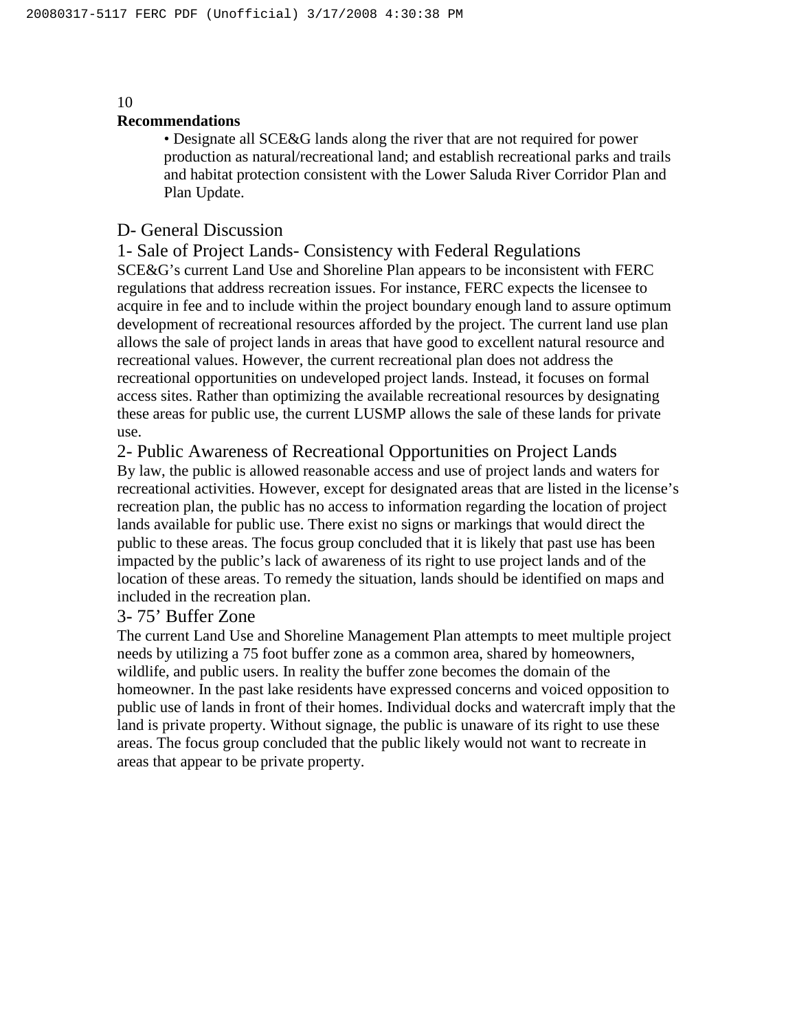**Recommendations**

- Designate all SCE&G lands along the river that are not required for power production as natural/recreational land; and establish recreational parks and trails and habitat protection consistent with the Lower Saluda River Corridor Plan and Plan Update.

## D- General Discussion

### 1- Sale of Project Lands- Consistency with Federal Regulations

SCE&G's current Land Use and Shoreline Plan appears to be inconsistent with FERC regulations that address recreation issues. For instance, FERC expects the licensee to acquire in fee and to include within the project boundary enough land to assure optimum development of recreational resources afforded by the project. The current land use plan allows the sale of project lands in areas that have good to excellent natural resource and recreational values. However, the current recreational plan does not address the recreational opportunities on undeveloped project lands. Instead, it focuses on formal access sites. Rather than optimizing the available recreational resources by designating these areas for public use, the current LUSMP allows the sale of these lands for private use.

### 2- Public Awareness of Recreational Opportunities on Project Lands

By law, the public is allowed reasonable access and use of project lands and waters for recreational activities. However, except for designated areas that are listed in the license's recreation plan, the public has no access to information regarding the location of project lands available for public use. There exist no signs or markings that would direct the public to these areas. The focus group concluded that it is likely that past use has been impacted by the public's lack of awareness of its right to use project lands and of the location of these areas. To remedy the situation, lands should be identified on maps and included in the recreation plan.

### 3- 75' Buffer Zone

The current Land Use and Shoreline Management Plan attempts to meet multiple project needs by utilizing a 75 foot buffer zone as a common area, shared by homeowners, wildlife, and public users. In reality the buffer zone becomes the domain of the homeowner. In the past lake residents have expressed concerns and voiced opposition to public use of lands in front of their homes. Individual docks and watercraft imply that the land is private property. Without signage, the public is unaware of its right to use these areas. The focus group concluded that the public likely would not want to recreate in areas that appear to be private property.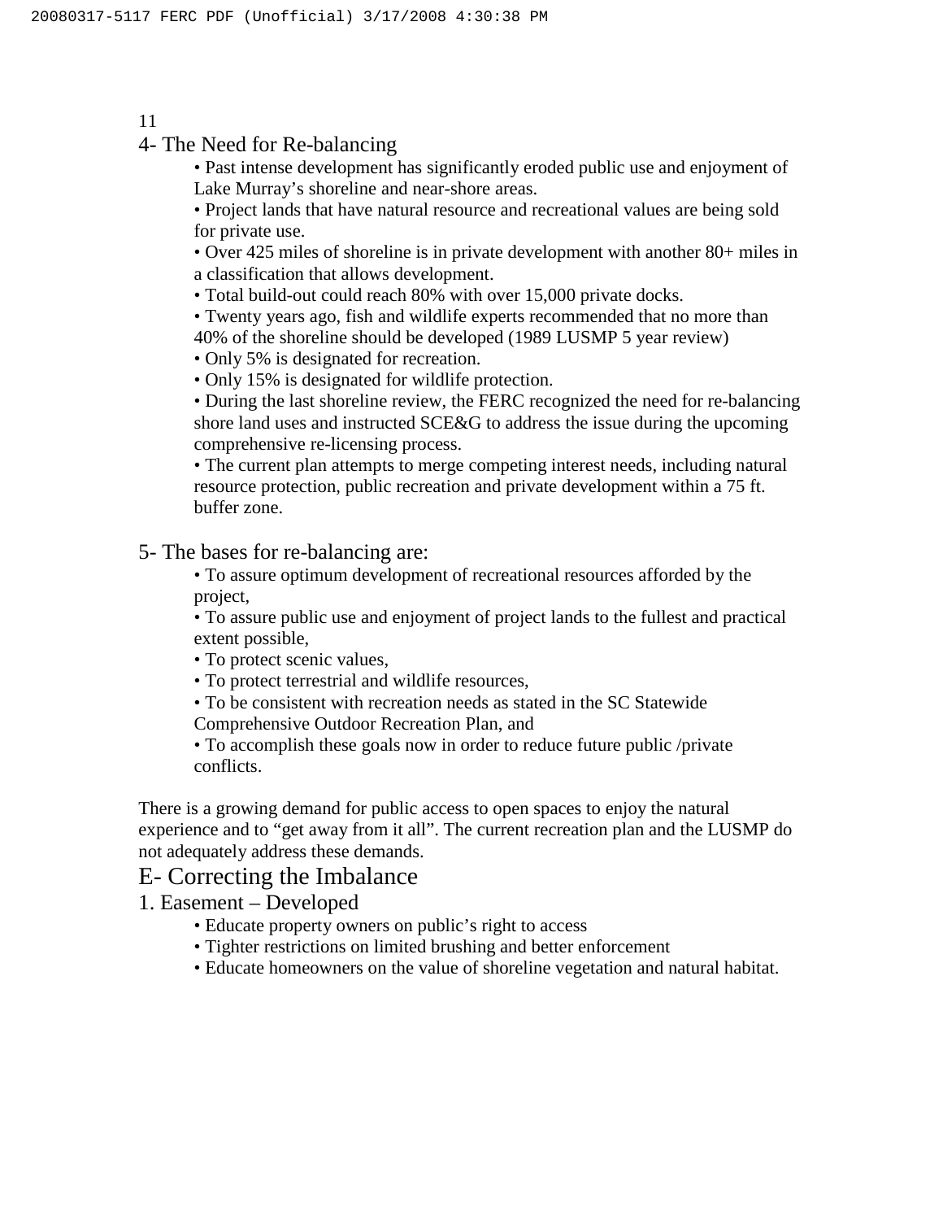## 4- The Need for Re-balancing

- Past intense development has significantly eroded public use and enjoyment of Lake Murray's shoreline and near-shore areas.
- Project lands that have natural resource and recreational values are being sold for private use.
- Over 425 miles of shoreline is in private development with another 80+ miles in a classification that allows development.
- Total build-out could reach 80% with over 15,000 private docks.
- Twenty years ago, fish and wildlife experts recommended that no more than 40% of the shoreline should be developed (1989 LUSMP 5 year review)
- Only 5% is designated for recreation.
- Only 15% is designated for wildlife protection.
- During the last shoreline review, the FERC recognized the need for re-balancing shore land uses and instructed SCE&G to address the issue during the upcoming comprehensive re-licensing process.
- The current plan attempts to merge competing interest needs, including natural resource protection, public recreation and private development within a 75 ft. buffer zone.

## 5- The bases for re-balancing are:

- To assure optimum development of recreational resources afforded by the project,
- To assure public use and enjoyment of project lands to the fullest and practical extent possible,
- To protect scenic values,
- To protect terrestrial and wildlife resources,
- To be consistent with recreation needs as stated in the SC Statewide Comprehensive Outdoor Recreation Plan, and
- To accomplish these goals now in order to reduce future public /private conflicts.

There is a growing demand for public access to open spaces to enjoy the natural experience and to "get away from it all". The current recreation plan and the LUSMP do not adequately address these demands.

# E- Correcting the Imbalance

## 1. Easement – Developed

- Educate property owners on public's right to access
- Tighter restrictions on limited brushing and better enforcement
- Educate homeowners on the value of shoreline vegetation and natural habitat.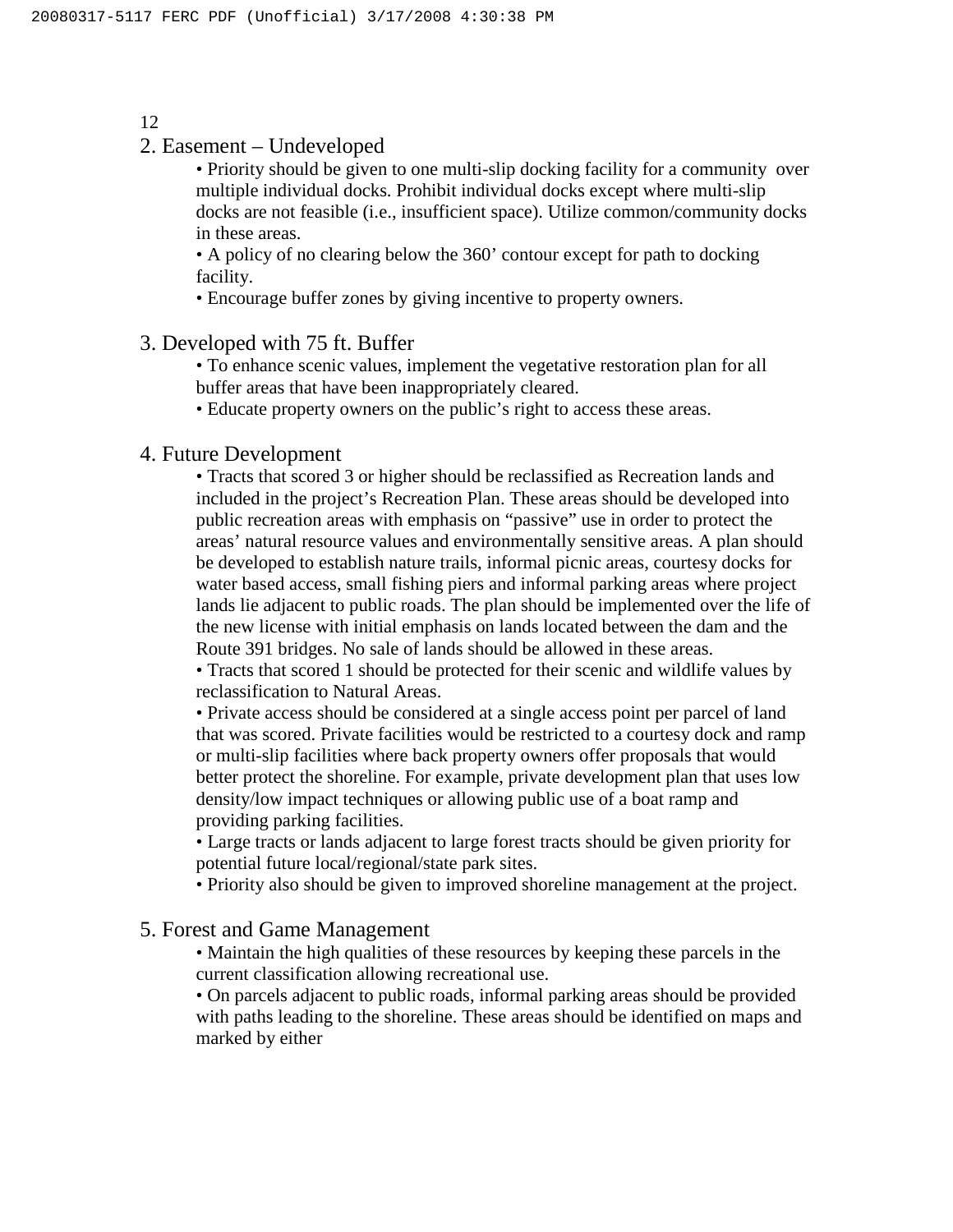2. Easement – Undeveloped

- Priority should be given to one multi-slip docking facility for a community over multiple individual docks. Prohibit individual docks except where multi-slip docks are not feasible (i.e., insufficient space). Utilize common/community docks in these areas.
- A policy of no clearing below the 360' contour except for path to docking facility.
- Encourage buffer zones by giving incentive to property owners.

3. Developed with 75 ft. Buffer

- To enhance scenic values, implement the vegetative restoration plan for all buffer areas that have been inappropriately cleared.
- Educate property owners on the public's right to access these areas.

4. Future Development

- Tracts that scored 3 or higher should be reclassified as Recreation lands and included in the project's Recreation Plan. These areas should be developed into public recreation areas with emphasis on "passive" use in order to protect the areas' natural resource values and environmentally sensitive areas. A plan should be developed to establish nature trails, informal picnic areas, courtesy docks for water based access, small fishing piers and informal parking areas where project lands lie adjacent to public roads. The plan should be implemented over the life of the new license with initial emphasis on lands located between the dam and the Route 391 bridges. No sale of lands should be allowed in these areas.
- Tracts that scored 1 should be protected for their scenic and wildlife values by reclassification to Natural Areas.
- Private access should be considered at a single access point per parcel of land that was scored. Private facilities would be restricted to a courtesy dock and ramp or multi-slip facilities where back property owners offer proposals that would better protect the shoreline. For example, private development plan that uses low density/low impact techniques or allowing public use of a boat ramp and providing parking facilities.
- Large tracts or lands adjacent to large forest tracts should be given priority for potential future local/regional/state park sites.
- Priority also should be given to improved shoreline management at the project.

5. Forest and Game Management

- Maintain the high qualities of these resources by keeping these parcels in the current classification allowing recreational use.
- On parcels adjacent to public roads, informal parking areas should be provided with paths leading to the shoreline. These areas should be identified on maps and marked by either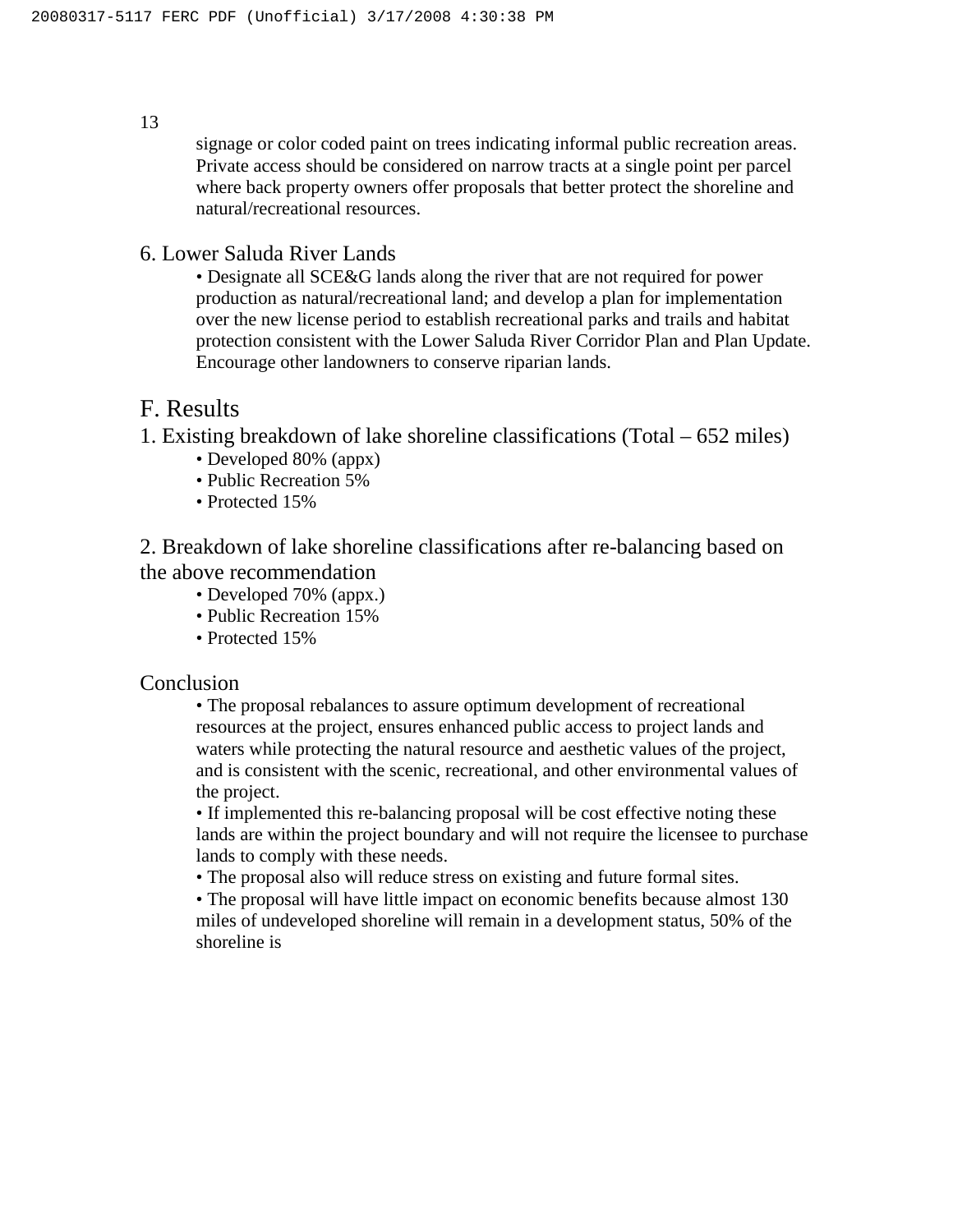signage or color coded paint on trees indicating informal public recreation areas. Private access should be considered on narrow tracts at a single point per parcel where back property owners offer proposals that better protect the shoreline and natural/recreational resources.

6. Lower Saluda River Lands

- Designate all SCE&G lands along the river that are not required for power production as natural/recreational land; and develop a plan for implementation over the new license period to establish recreational parks and trails and habitat protection consistent with the Lower Saluda River Corridor Plan and Plan Update. Encourage other landowners to conserve riparian lands.

## F. Results

### 1. Existing breakdown of lake shoreline classifications (Total – 652 miles)

- Developed 80% (appx)
- Public Recreation 5%
- Protected 15%

### 2. Breakdown of lake shoreline classifications after re-balancing based on the above recommendation

- Developed 70% (appx.)
- Public Recreation 15%
- Protected 15%

### Conclusion

- The proposal rebalances to assure optimum development of recreational resources at the project, ensures enhanced public access to project lands and waters while protecting the natural resource and aesthetic values of the project, and is consistent with the scenic, recreational, and other environmental values of the project.
- If implemented this re-balancing proposal will be cost effective noting these lands are within the project boundary and will not require the licensee to purchase lands to comply with these needs.
- The proposal also will reduce stress on existing and future formal sites.
- The proposal will have little impact on economic benefits because almost 130 miles of undeveloped shoreline will remain in a development status, 50% of the shoreline is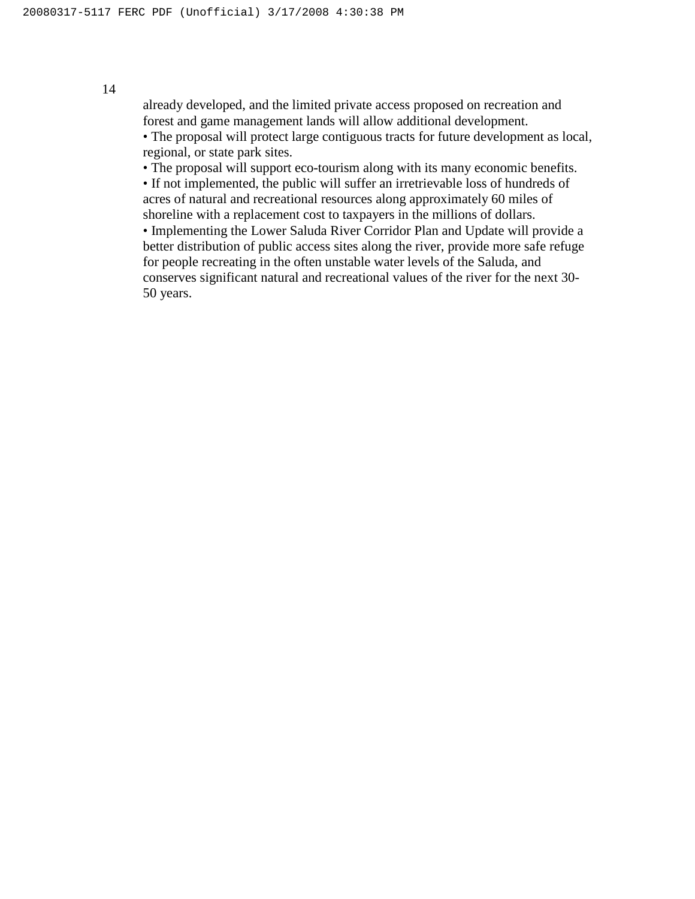already developed, and the limited private access proposed on recreation and forest and game management lands will allow additional development.

• The proposal will protect large contiguous tracts for future development as local, regional, or state park sites.

• The proposal will support eco-tourism along with its many economic benefits.

• If not implemented, the public will suffer an irretrievable loss of hundreds of acres of natural and recreational resources along approximately 60 miles of shoreline with a replacement cost to taxpayers in the millions of dollars.

• Implementing the Lower Saluda River Corridor Plan and Update will provide a better distribution of public access sites along the river, provide more safe refuge for people recreating in the often unstable water levels of the Saluda, and conserves significant natural and recreational values of the river for the next 30-50 years.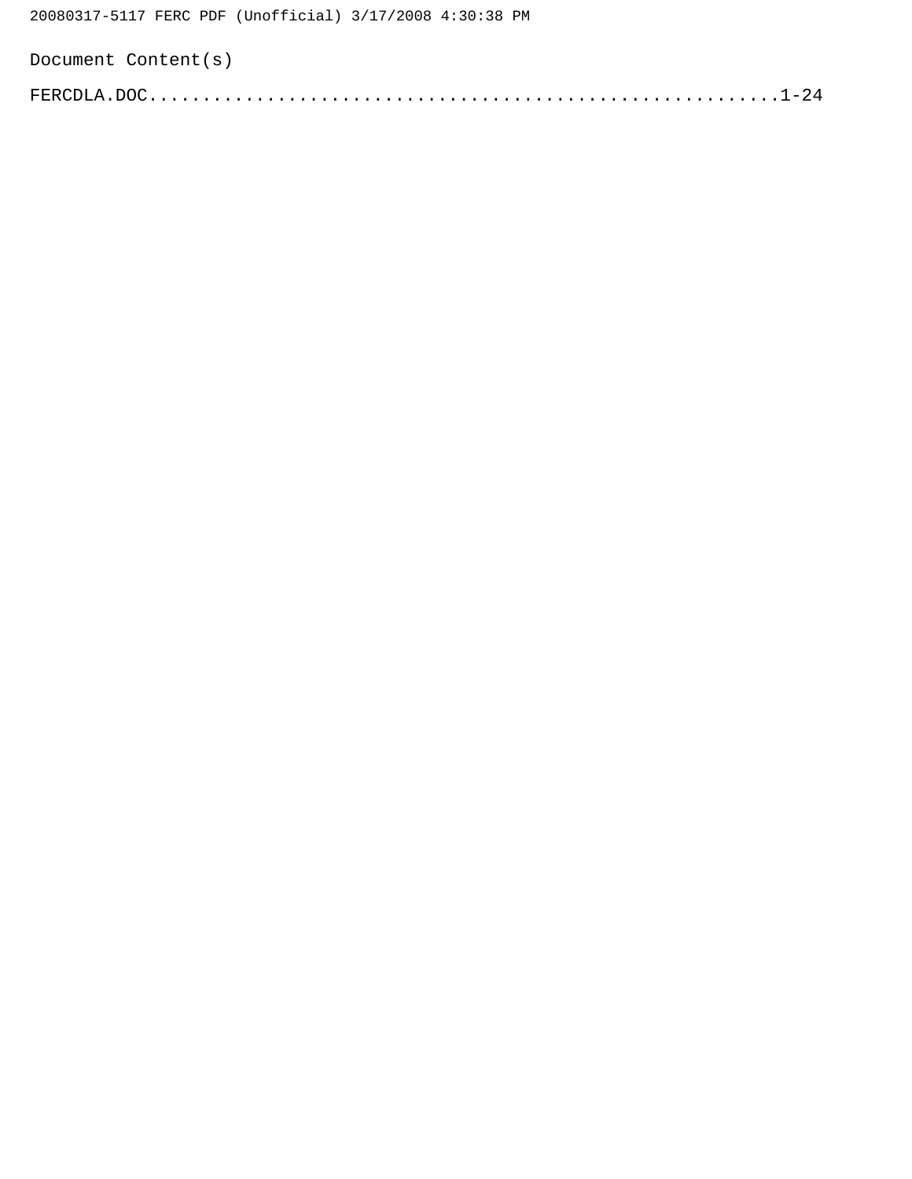Document Content(s)

FERCDLA.DOC......................................................1-24